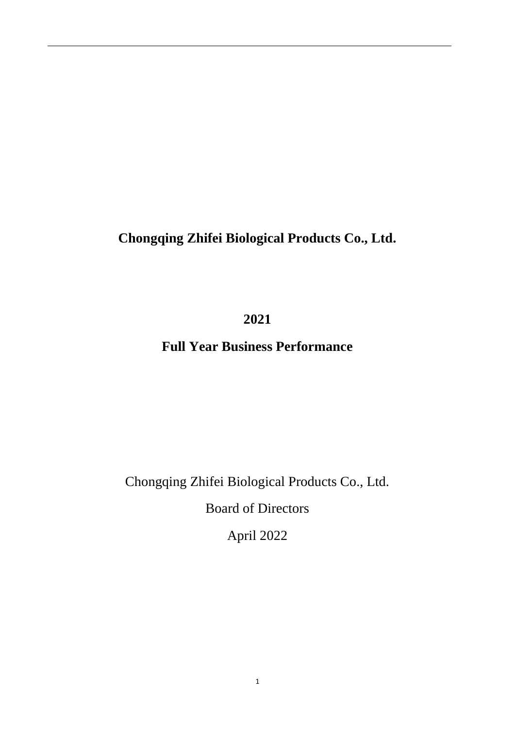# Chongqing Zhifei Biological Products Co., Ltd.

## 2021

## Full Year Business Performance

Chongqing Zhifei Biological Products Co., Ltd.

Board of Directors

April 2022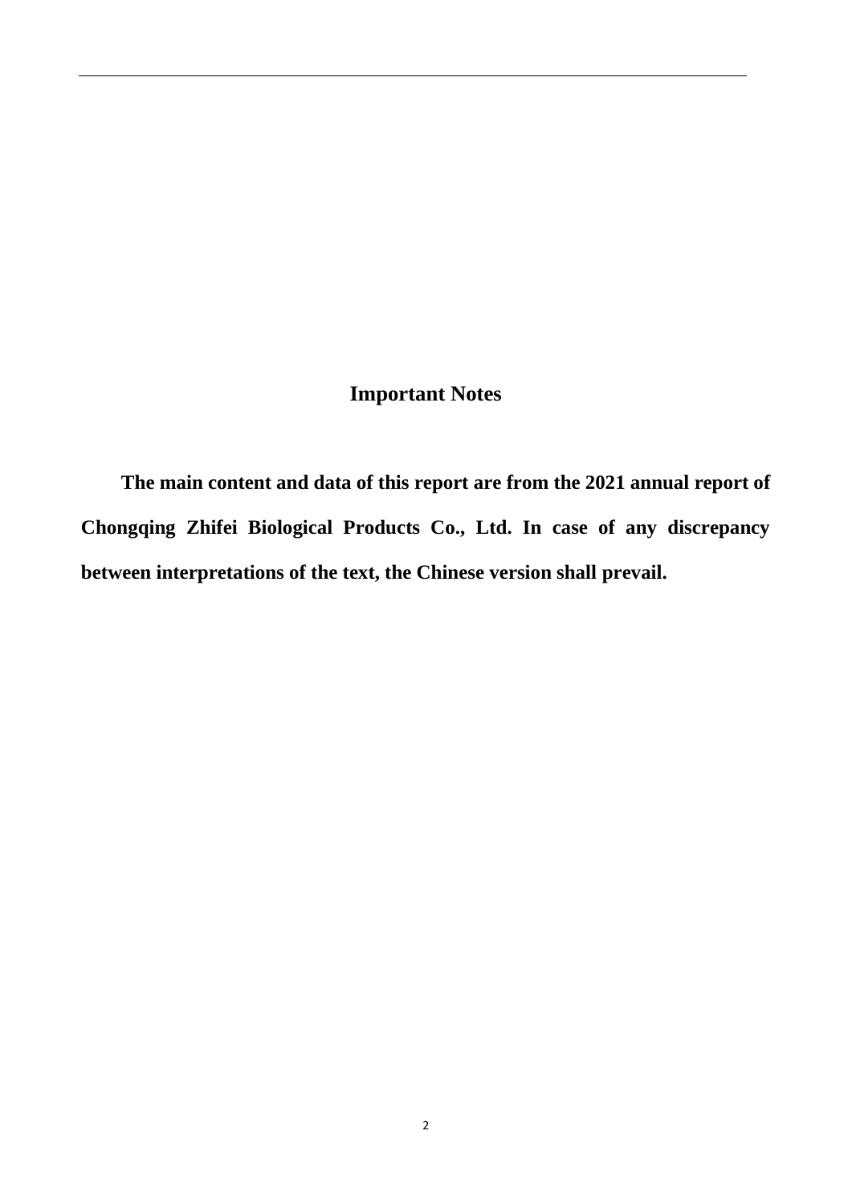# Important Notes

**The main content and data of this report are from the 2021 annual report of Chongqing Zhifei Biological Products Co., Ltd. In case of any discrepancy between interpretations of the text, the Chinese version shall prevail.**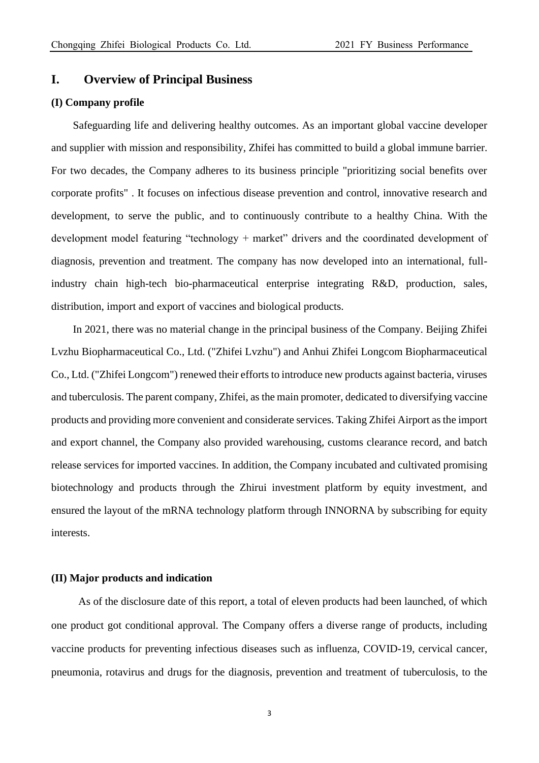# I. Overview of Principal Business

## (I) Company profile

Safeguarding life and delivering healthy outcomes. As an important global vaccine developer and supplier with mission and responsibility, Zhifei has committed to build a global immune barrier. For two decades, the Company adheres to its business principle "prioritizing social benefits over corporate profits" . It focuses on infectious disease prevention and control, innovative research and development, to serve the public, and to continuously contribute to a healthy China. With the development model featuring "technology + market" drivers and the coordinated development of diagnosis, prevention and treatment. The company has now developed into an international, full-industry chain high-tech bio-pharmaceutical enterprise integrating R&D, production, sales, distribution, import and export of vaccines and biological products.

In 2021, there was no material change in the principal business of the Company. Beijing Zhifei Lvzhu Biopharmaceutical Co., Ltd. ("Zhifei Lvzhu") and Anhui Zhifei Longcom Biopharmaceutical Co., Ltd. ("Zhifei Longcom") renewed their efforts to introduce new products against bacteria, viruses and tuberculosis. The parent company, Zhifei, as the main promoter, dedicated to diversifying vaccine products and providing more convenient and considerate services. Taking Zhifei Airport as the import and export channel, the Company also provided warehousing, customs clearance record, and batch release services for imported vaccines. In addition, the Company incubated and cultivated promising biotechnology and products through the Zhirui investment platform by equity investment, and ensured the layout of the mRNA technology platform through INNORNA by subscribing for equity interests.

## (II) Major products and indication

As of the disclosure date of this report, a total of eleven products had been launched, of which one product got conditional approval. The Company offers a diverse range of products, including vaccine products for preventing infectious diseases such as influenza, COVID-19, cervical cancer, pneumonia, rotavirus and drugs for the diagnosis, prevention and treatment of tuberculosis, to the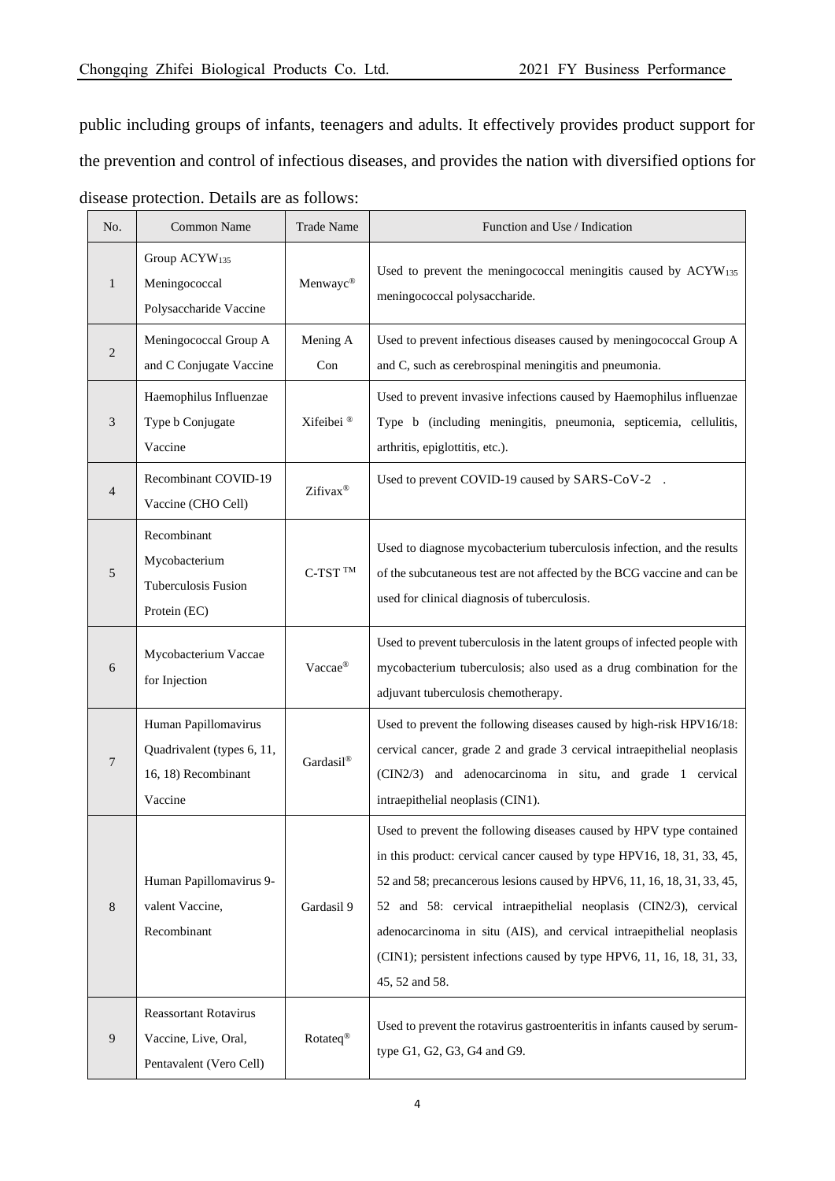public including groups of infants, teenagers and adults. It effectively provides product support for the prevention and control of infectious diseases, and provides the nation with diversified options for disease protection. Details are as follows:

| No. | Common Name | Trade Name | Function and Use / Indication |
|---|---|---|---|
| 1 | Group $ACYW_{135}$ Meningococcal Polysaccharide Vaccine | Menwayc® | Used to prevent the meningococcal meningitis caused by $ACYW_{135}$ meningococcal polysaccharide. |
| 2 | Meningococcal Group A and C Conjugate Vaccine | Mening A Con | Used to prevent infectious diseases caused by meningococcal Group A and C, such as cerebrospinal meningitis and pneumonia. |
| 3 | Haemophilus Influenzae Type b Conjugate Vaccine | Xifeibei ® | Used to prevent invasive infections caused by Haemophilus influenzae Type b (including meningitis, pneumonia, septicemia, cellulitis, arthritis, epiglottitis, etc.). |
| 4 | Recombinant COVID-19 Vaccine (CHO Cell) | Zifivax® | Used to prevent COVID-19 caused by SARS-CoV-2 . |
| 5 | Recombinant Mycobacterium Tuberculosis Fusion Protein (EC) | C-TST ™ | Used to diagnose mycobacterium tuberculosis infection, and the results of the subcutaneous test are not affected by the BCG vaccine and can be used for clinical diagnosis of tuberculosis. |
| 6 | Mycobacterium Vaccae for Injection | Vaccae® | Used to prevent tuberculosis in the latent groups of infected people with mycobacterium tuberculosis; also used as a drug combination for the adjuvant tuberculosis chemotherapy. |
| 7 | Human Papillomavirus Quadrivalent (types 6, 11, 16, 18) Recombinant Vaccine | Gardasil® | Used to prevent the following diseases caused by high-risk HPV16/18: cervical cancer, grade 2 and grade 3 cervical intraepithelial neoplasis (CIN2/3) and adenocarcinoma in situ, and grade 1 cervical intraepithelial neoplasis (CIN1). |
| 8 | Human Papillomavirus 9-valent Vaccine, Recombinant | Gardasil 9 | Used to prevent the following diseases caused by HPV type contained in this product: cervical cancer caused by type HPV16, 18, 31, 33, 45, 52 and 58; precancerous lesions caused by HPV6, 11, 16, 18, 31, 33, 45, 52 and 58: cervical intraepithelial neoplasis (CIN2/3), cervical adenocarcinoma in situ (AIS), and cervical intraepithelial neoplasis (CIN1); persistent infections caused by type HPV6, 11, 16, 18, 31, 33, 45, 52 and 58. |
| 9 | Reassortant Rotavirus Vaccine, Live, Oral, Pentavalent (Vero Cell) | Rotateq® | Used to prevent the rotavirus gastroenteritis in infants caused by serum-type G1, G2, G3, G4 and G9. |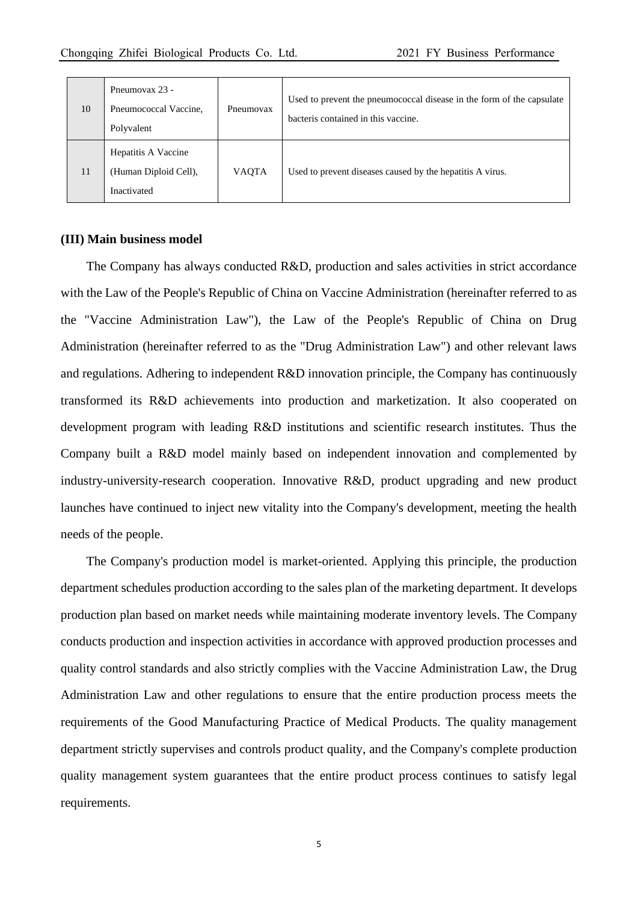| 10 | Pneumovax 23 - Pneumococcal Vaccine, Polyvalent | Pneumovax | Used to prevent the pneumococcal disease in the form of the capsulate bacteris contained in this vaccine. |
|---|---|---|---|
| 11 | Hepatitis A Vaccine (Human Diploid Cell), Inactivated | VAQTA | Used to prevent diseases caused by the hepatitis A virus. |

**(III) Main business model**

The Company has always conducted R&D, production and sales activities in strict accordance with the Law of the People's Republic of China on Vaccine Administration (hereinafter referred to as the "Vaccine Administration Law"), the Law of the People's Republic of China on Drug Administration (hereinafter referred to as the "Drug Administration Law") and other relevant laws and regulations. Adhering to independent R&D innovation principle, the Company has continuously transformed its R&D achievements into production and marketization. It also cooperated on development program with leading R&D institutions and scientific research institutes. Thus the Company built a R&D model mainly based on independent innovation and complemented by industry-university-research cooperation. Innovative R&D, product upgrading and new product launches have continued to inject new vitality into the Company's development, meeting the health needs of the people.

The Company's production model is market-oriented. Applying this principle, the production department schedules production according to the sales plan of the marketing department. It develops production plan based on market needs while maintaining moderate inventory levels. The Company conducts production and inspection activities in accordance with approved production processes and quality control standards and also strictly complies with the Vaccine Administration Law, the Drug Administration Law and other regulations to ensure that the entire production process meets the requirements of the Good Manufacturing Practice of Medical Products. The quality management department strictly supervises and controls product quality, and the Company's complete production quality management system guarantees that the entire product process continues to satisfy legal requirements.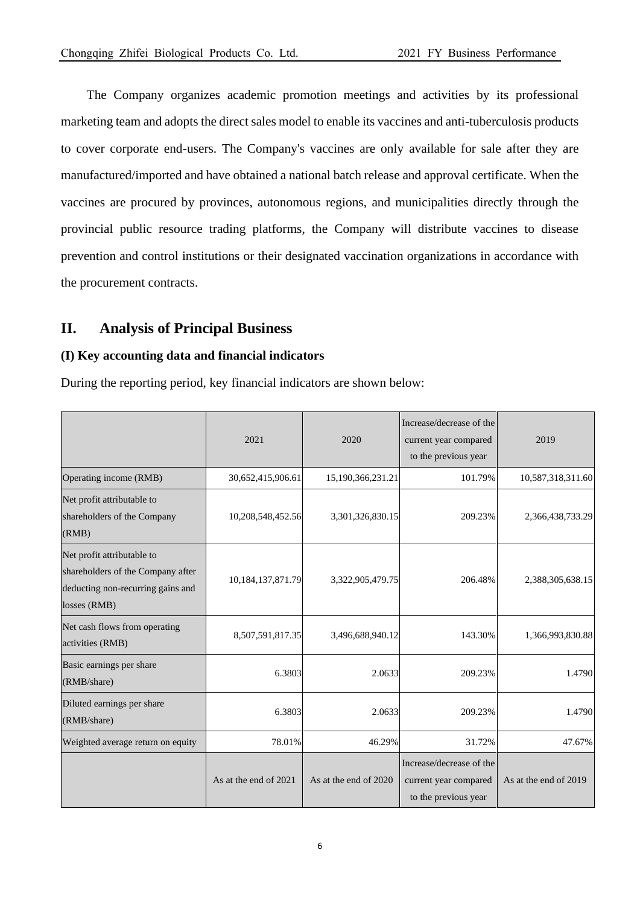The Company organizes academic promotion meetings and activities by its professional marketing team and adopts the direct sales model to enable its vaccines and anti-tuberculosis products to cover corporate end-users. The Company's vaccines are only available for sale after they are manufactured/imported and have obtained a national batch release and approval certificate. When the vaccines are procured by provinces, autonomous regions, and municipalities directly through the provincial public resource trading platforms, the Company will distribute vaccines to disease prevention and control institutions or their designated vaccination organizations in accordance with the procurement contracts.

## II. Analysis of Principal Business

### (I) Key accounting data and financial indicators

During the reporting period, key financial indicators are shown below:

| | 2021 | 2020 | Increase/decrease of the current year compared to the previous year | 2019 |
|---|---|---|---|---|
| Operating income (RMB) | 30,652,415,906.61 | 15,190,366,231.21 | 101.79% | 10,587,318,311.60 |
| Net profit attributable to shareholders of the Company (RMB) | 10,208,548,452.56 | 3,301,326,830.15 | 209.23% | 2,366,438,733.29 |
| Net profit attributable to shareholders of the Company after deducting non-recurring gains and losses (RMB) | 10,184,137,871.79 | 3,322,905,479.75 | 206.48% | 2,388,305,638.15 |
| Net cash flows from operating activities (RMB) | 8,507,591,817.35 | 3,496,688,940.12 | 143.30% | 1,366,993,830.88 |
| Basic earnings per share (RMB/share) | 6.3803 | 2.0633 | 209.23% | 1.4790 |
| Diluted earnings per share (RMB/share) | 6.3803 | 2.0633 | 209.23% | 1.4790 |
| Weighted average return on equity | 78.01% | 46.29% | 31.72% | 47.67% |
| | As at the end of 2021 | As at the end of 2020 | Increase/decrease of the current year compared to the previous year | As at the end of 2019 |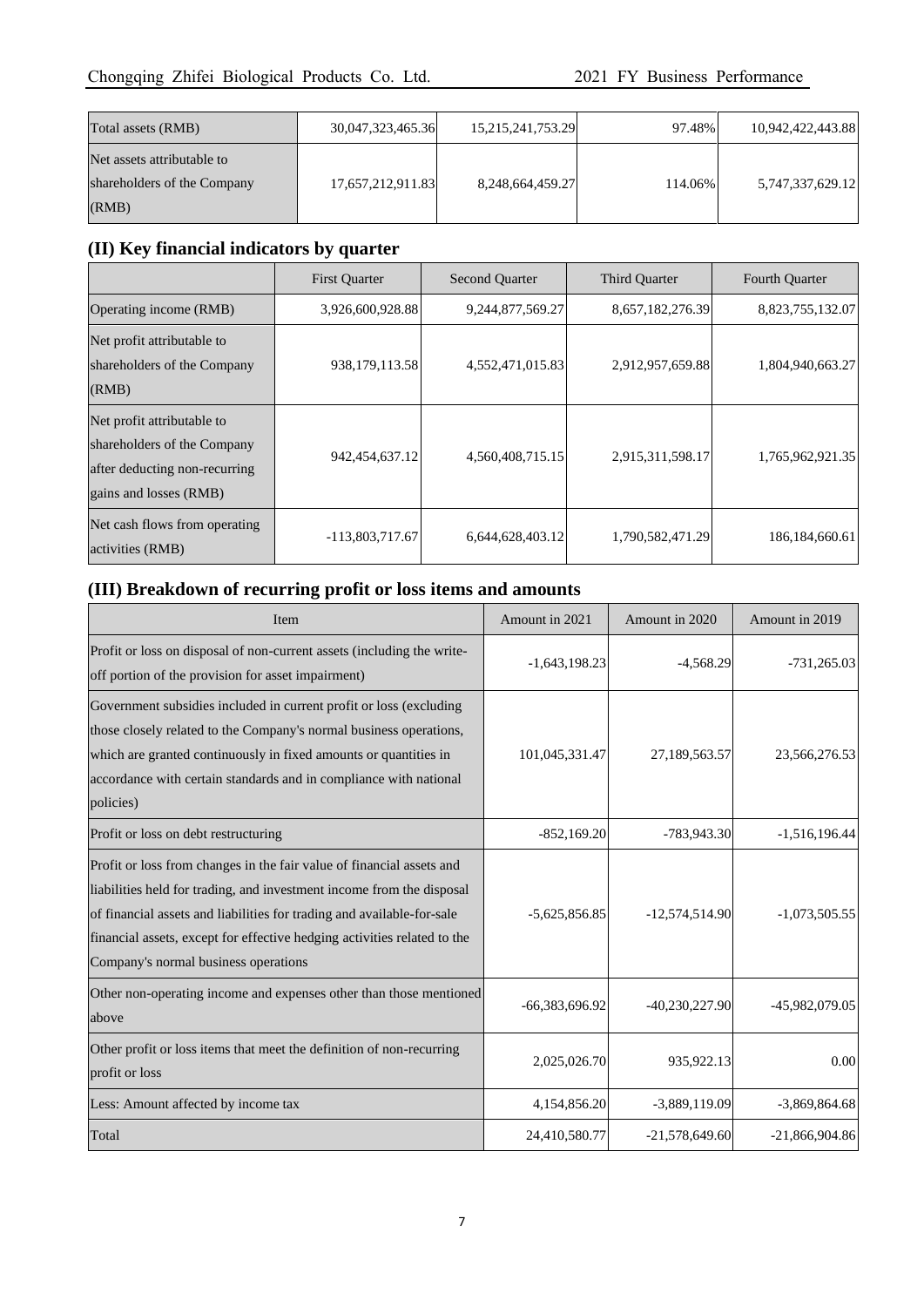| | | | | |
|---|---|---|---|---|
| Total assets (RMB) | 30,047,323,465.36 | 15,215,241,753.29 | 97.48% | 10,942,422,443.88 |
| Net assets attributable to shareholders of the Company (RMB) | 17,657,212,911.83 | 8,248,664,459.27 | 114.06% | 5,747,337,629.12 |

## (II) Key financial indicators by quarter

| | First Quarter | Second Quarter | Third Quarter | Fourth Quarter |
|---|---|---|---|---|
| Operating income (RMB) | 3,926,600,928.88 | 9,244,877,569.27 | 8,657,182,276.39 | 8,823,755,132.07 |
| Net profit attributable to shareholders of the Company (RMB) | 938,179,113.58 | 4,552,471,015.83 | 2,912,957,659.88 | 1,804,940,663.27 |
| Net profit attributable to shareholders of the Company after deducting non-recurring gains and losses (RMB) | 942,454,637.12 | 4,560,408,715.15 | 2,915,311,598.17 | 1,765,962,921.35 |
| Net cash flows from operating activities (RMB) | -113,803,717.67 | 6,644,628,403.12 | 1,790,582,471.29 | 186,184,660.61 |

## (III) Breakdown of recurring profit or loss items and amounts

| Item | Amount in 2021 | Amount in 2020 | Amount in 2019 |
|---|---|---|---|
| Profit or loss on disposal of non-current assets (including the write-off portion of the provision for asset impairment) | -1,643,198.23 | -4,568.29 | -731,265.03 |
| Government subsidies included in current profit or loss (excluding those closely related to the Company's normal business operations, which are granted continuously in fixed amounts or quantities in accordance with certain standards and in compliance with national policies) | 101,045,331.47 | 27,189,563.57 | 23,566,276.53 |
| Profit or loss on debt restructuring | -852,169.20 | -783,943.30 | -1,516,196.44 |
| Profit or loss from changes in the fair value of financial assets and liabilities held for trading, and investment income from the disposal of financial assets and liabilities for trading and available-for-sale financial assets, except for effective hedging activities related to the Company's normal business operations | -5,625,856.85 | -12,574,514.90 | -1,073,505.55 |
| Other non-operating income and expenses other than those mentioned above | -66,383,696.92 | -40,230,227.90 | -45,982,079.05 |
| Other profit or loss items that meet the definition of non-recurring profit or loss | 2,025,026.70 | 935,922.13 | 0.00 |
| Less: Amount affected by income tax | 4,154,856.20 | -3,889,119.09 | -3,869,864.68 |
| Total | 24,410,580.77 | -21,578,649.60 | -21,866,904.86 |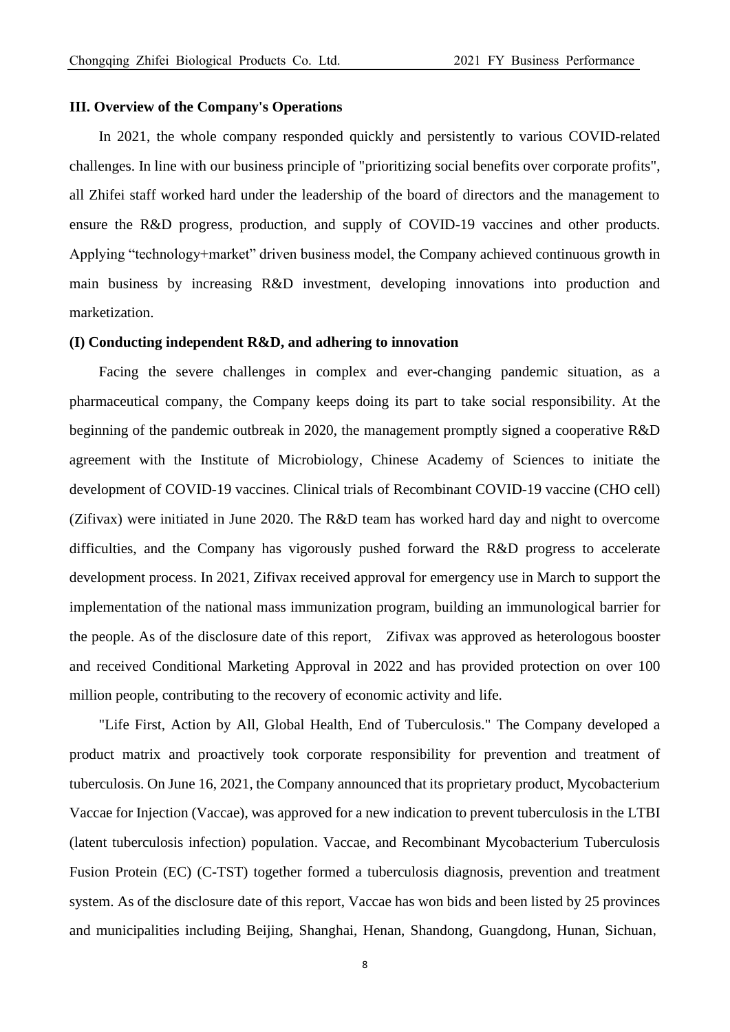## III. Overview of the Company's Operations

In 2021, the whole company responded quickly and persistently to various COVID-related challenges. In line with our business principle of "prioritizing social benefits over corporate profits", all Zhifei staff worked hard under the leadership of the board of directors and the management to ensure the R&D progress, production, and supply of COVID-19 vaccines and other products. Applying "technology+market" driven business model, the Company achieved continuous growth in main business by increasing R&D investment, developing innovations into production and marketization.

### (I) Conducting independent R&D, and adhering to innovation

Facing the severe challenges in complex and ever-changing pandemic situation, as a pharmaceutical company, the Company keeps doing its part to take social responsibility. At the beginning of the pandemic outbreak in 2020, the management promptly signed a cooperative R&D agreement with the Institute of Microbiology, Chinese Academy of Sciences to initiate the development of COVID-19 vaccines. Clinical trials of Recombinant COVID-19 vaccine (CHO cell) (Zifivax) were initiated in June 2020. The R&D team has worked hard day and night to overcome difficulties, and the Company has vigorously pushed forward the R&D progress to accelerate development process. In 2021, Zifivax received approval for emergency use in March to support the implementation of the national mass immunization program, building an immunological barrier for the people. As of the disclosure date of this report, Zifivax was approved as heterologous booster and received Conditional Marketing Approval in 2022 and has provided protection on over 100 million people, contributing to the recovery of economic activity and life.

"Life First, Action by All, Global Health, End of Tuberculosis." The Company developed a product matrix and proactively took corporate responsibility for prevention and treatment of tuberculosis. On June 16, 2021, the Company announced that its proprietary product, Mycobacterium Vaccae for Injection (Vaccae), was approved for a new indication to prevent tuberculosis in the LTBI (latent tuberculosis infection) population. Vaccae, and Recombinant Mycobacterium Tuberculosis Fusion Protein (EC) (C-TST) together formed a tuberculosis diagnosis, prevention and treatment system. As of the disclosure date of this report, Vaccae has won bids and been listed by 25 provinces and municipalities including Beijing, Shanghai, Henan, Shandong, Guangdong, Hunan, Sichuan,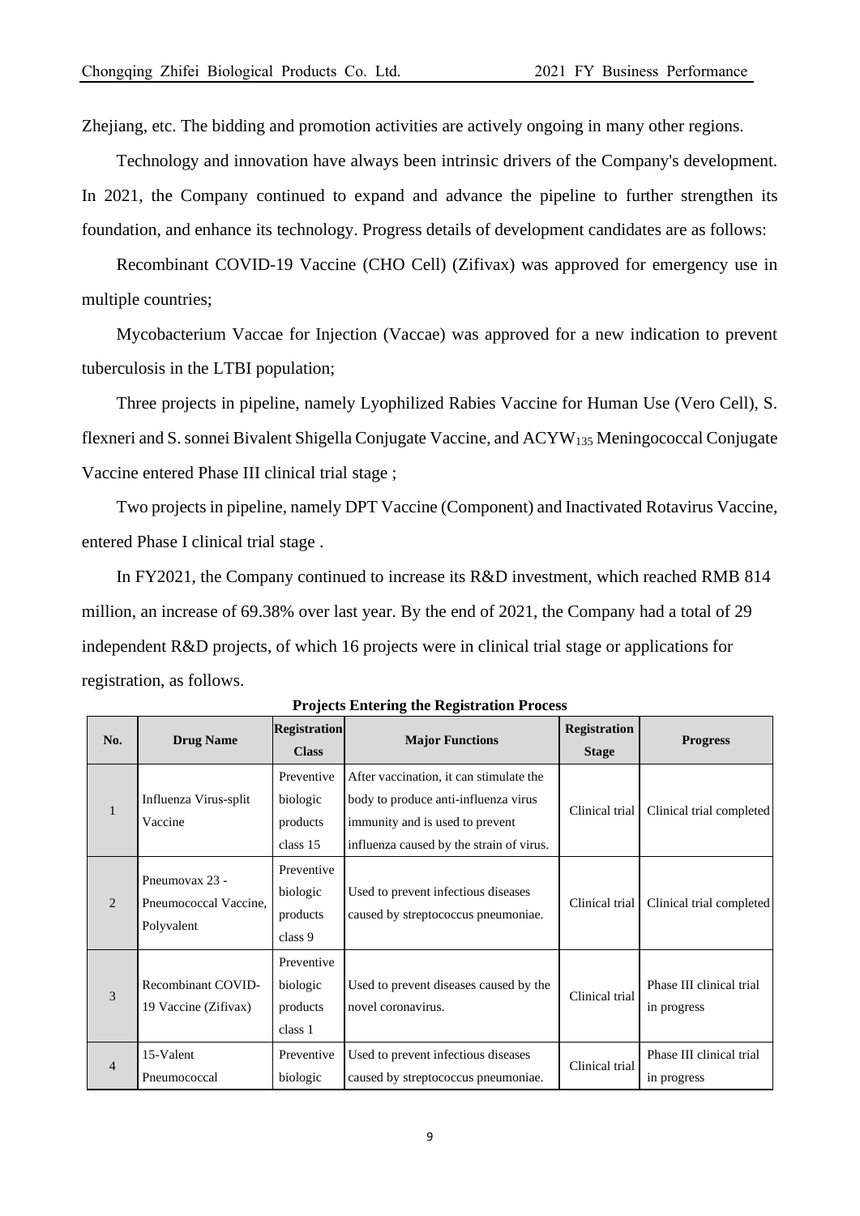Zhejiang, etc. The bidding and promotion activities are actively ongoing in many other regions.

Technology and innovation have always been intrinsic drivers of the Company's development. In 2021, the Company continued to expand and advance the pipeline to further strengthen its foundation, and enhance its technology. Progress details of development candidates are as follows:

Recombinant COVID-19 Vaccine (CHO Cell) (Zifivax) was approved for emergency use in multiple countries;

Mycobacterium Vaccae for Injection (Vaccae) was approved for a new indication to prevent tuberculosis in the LTBI population;

Three projects in pipeline, namely Lyophilized Rabies Vaccine for Human Use (Vero Cell), S. flexneri and S. sonnei Bivalent Shigella Conjugate Vaccine, and $ACYW_{135}$ Meningococcal Conjugate Vaccine entered Phase III clinical trial stage ;

Two projects in pipeline, namely DPT Vaccine (Component) and Inactivated Rotavirus Vaccine, entered Phase I clinical trial stage .

In FY2021, the Company continued to increase its R&D investment, which reached RMB 814 million, an increase of 69.38% over last year. By the end of 2021, the Company had a total of 29 independent R&D projects, of which 16 projects were in clinical trial stage or applications for registration, as follows.

**Projects Entering the Registration Process**

| No. | Drug Name | Registration Class | Major Functions | Registration Stage | Progress |
|---|---|---|---|---|---|
| 1 | Influenza Virus-split Vaccine | Preventive biologic products class 15 | After vaccination, it can stimulate the body to produce anti-influenza virus immunity and is used to prevent influenza caused by the strain of virus. | Clinical trial | Clinical trial completed |
| 2 | Pneumovax 23 - Pneumococcal Vaccine, Polyvalent | Preventive biologic products class 9 | Used to prevent infectious diseases caused by streptococcus pneumoniae. | Clinical trial | Clinical trial completed |
| 3 | Recombinant COVID-19 Vaccine (Zifivax) | Preventive biologic products class 1 | Used to prevent diseases caused by the novel coronavirus. | Clinical trial | Phase III clinical trial in progress |
| 4 | 15-Valent Pneumococcal | Preventive biologic | Used to prevent infectious diseases caused by streptococcus pneumoniae. | Clinical trial | Phase III clinical trial in progress |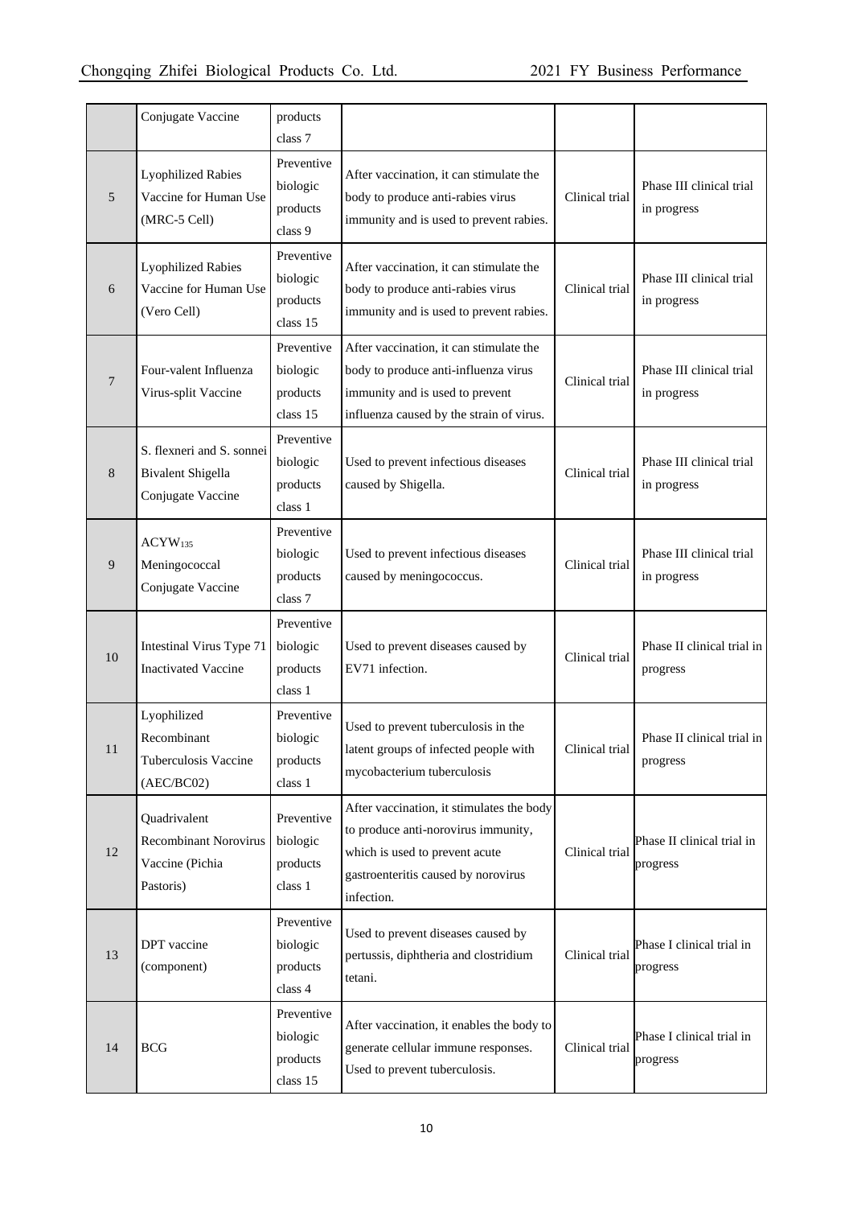| | Conjugate Vaccine | products class 7 | | | |
|---|---|---|---|---|---|
| 5 | Lyophilized Rabies Vaccine for Human Use (MRC-5 Cell) | Preventive biologic products class 9 | After vaccination, it can stimulate the body to produce anti-rabies virus immunity and is used to prevent rabies. | Clinical trial | Phase III clinical trial in progress |
| 6 | Lyophilized Rabies Vaccine for Human Use (Vero Cell) | Preventive biologic products class 15 | After vaccination, it can stimulate the body to produce anti-rabies virus immunity and is used to prevent rabies. | Clinical trial | Phase III clinical trial in progress |
| 7 | Four-valent Influenza Virus-split Vaccine | Preventive biologic products class 15 | After vaccination, it can stimulate the body to produce anti-influenza virus immunity and is used to prevent influenza caused by the strain of virus. | Clinical trial | Phase III clinical trial in progress |
| 8 | S. flexneri and S. sonnei Bivalent Shigella Conjugate Vaccine | Preventive biologic products class 1 | Used to prevent infectious diseases caused by Shigella. | Clinical trial | Phase III clinical trial in progress |
| 9 | $ACYW_{135}$ Meningococcal Conjugate Vaccine | Preventive biologic products class 7 | Used to prevent infectious diseases caused by meningococcus. | Clinical trial | Phase III clinical trial in progress |
| 10 | Intestinal Virus Type 71 Inactivated Vaccine | Preventive biologic products class 1 | Used to prevent diseases caused by EV71 infection. | Clinical trial | Phase II clinical trial in progress |
| 11 | Lyophilized Recombinant Tuberculosis Vaccine (AEC/BC02) | Preventive biologic products class 1 | Used to prevent tuberculosis in the latent groups of infected people with mycobacterium tuberculosis | Clinical trial | Phase II clinical trial in progress |
| 12 | Quadrivalent Recombinant Norovirus Vaccine (Pichia Pastoris) | Preventive biologic products class 1 | After vaccination, it stimulates the body to produce anti-norovirus immunity, which is used to prevent acute gastroenteritis caused by norovirus infection. | Clinical trial | Phase II clinical trial in progress |
| 13 | DPT vaccine (component) | Preventive biologic products class 4 | Used to prevent diseases caused by pertussis, diphtheria and clostridium tetani. | Clinical trial | Phase I clinical trial in progress |
| 14 | BCG | Preventive biologic products class 15 | After vaccination, it enables the body to generate cellular immune responses. Used to prevent tuberculosis. | Clinical trial | Phase I clinical trial in progress |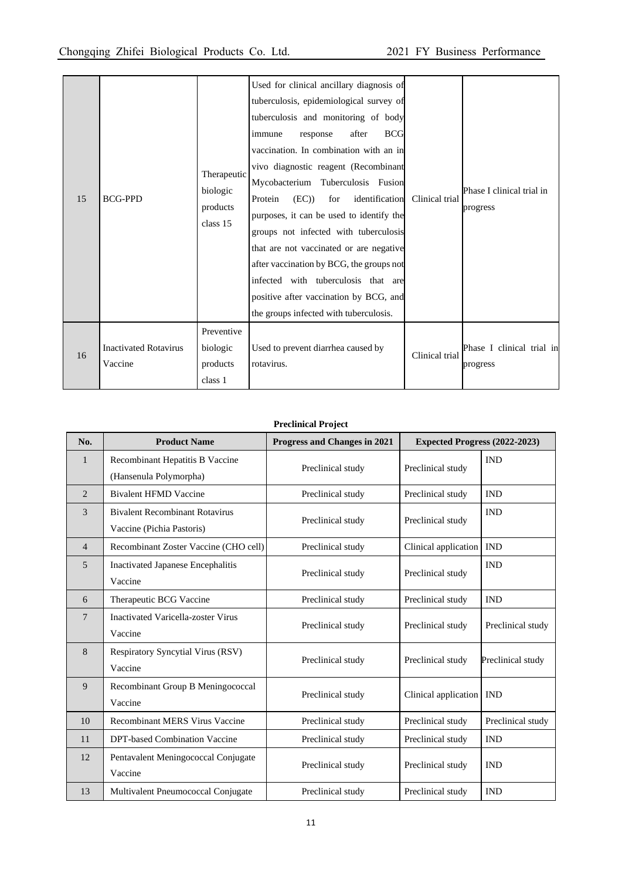| 15 | BCG-PPD | Therapeutic biologic products class 15 | Used for clinical ancillary diagnosis of tuberculosis, epidemiological survey of tuberculosis and monitoring of body immune response after BCG vaccination. In combination with an in vivo diagnostic reagent (Recombinant Mycobacterium Tuberculosis Fusion Protein (EC)) for identification purposes, it can be used to identify the groups not infected with tuberculosis that are not vaccinated or are negative after vaccination by BCG, the groups not infected with tuberculosis that are positive after vaccination by BCG, and the groups infected with tuberculosis. | Clinical trial | Phase I clinical trial in progress |
|---|---|---|---|---|---|
| 16 | Inactivated Rotavirus Vaccine | Preventive biologic products class 1 | Used to prevent diarrhea caused by rotavirus. | Clinical trial | Phase I clinical trial in progress |

**Preclinical Project**

| No. | Product Name | Progress and Changes in 2021 | Expected Progress (2022-2023) | |
|---|---|---|---|---|
| 1 | Recombinant Hepatitis B Vaccine (Hansenula Polymorpha) | Preclinical study | Preclinical study | IND |
| 2 | Bivalent HFMD Vaccine | Preclinical study | Preclinical study | IND |
| 3 | Bivalent Recombinant Rotavirus Vaccine (Pichia Pastoris) | Preclinical study | Preclinical study | IND |
| 4 | Recombinant Zoster Vaccine (CHO cell) | Preclinical study | Clinical application | IND |
| 5 | Inactivated Japanese Encephalitis Vaccine | Preclinical study | Preclinical study | IND |
| 6 | Therapeutic BCG Vaccine | Preclinical study | Preclinical study | IND |
| 7 | Inactivated Varicella-zoster Virus Vaccine | Preclinical study | Preclinical study | Preclinical study |
| 8 | Respiratory Syncytial Virus (RSV) Vaccine | Preclinical study | Preclinical study | Preclinical study |
| 9 | Recombinant Group B Meningococcal Vaccine | Preclinical study | Clinical application | IND |
| 10 | Recombinant MERS Virus Vaccine | Preclinical study | Preclinical study | Preclinical study |
| 11 | DPT-based Combination Vaccine | Preclinical study | Preclinical study | IND |
| 12 | Pentavalent Meningococcal Conjugate Vaccine | Preclinical study | Preclinical study | IND |
| 13 | Multivalent Pneumococcal Conjugate | Preclinical study | Preclinical study | IND |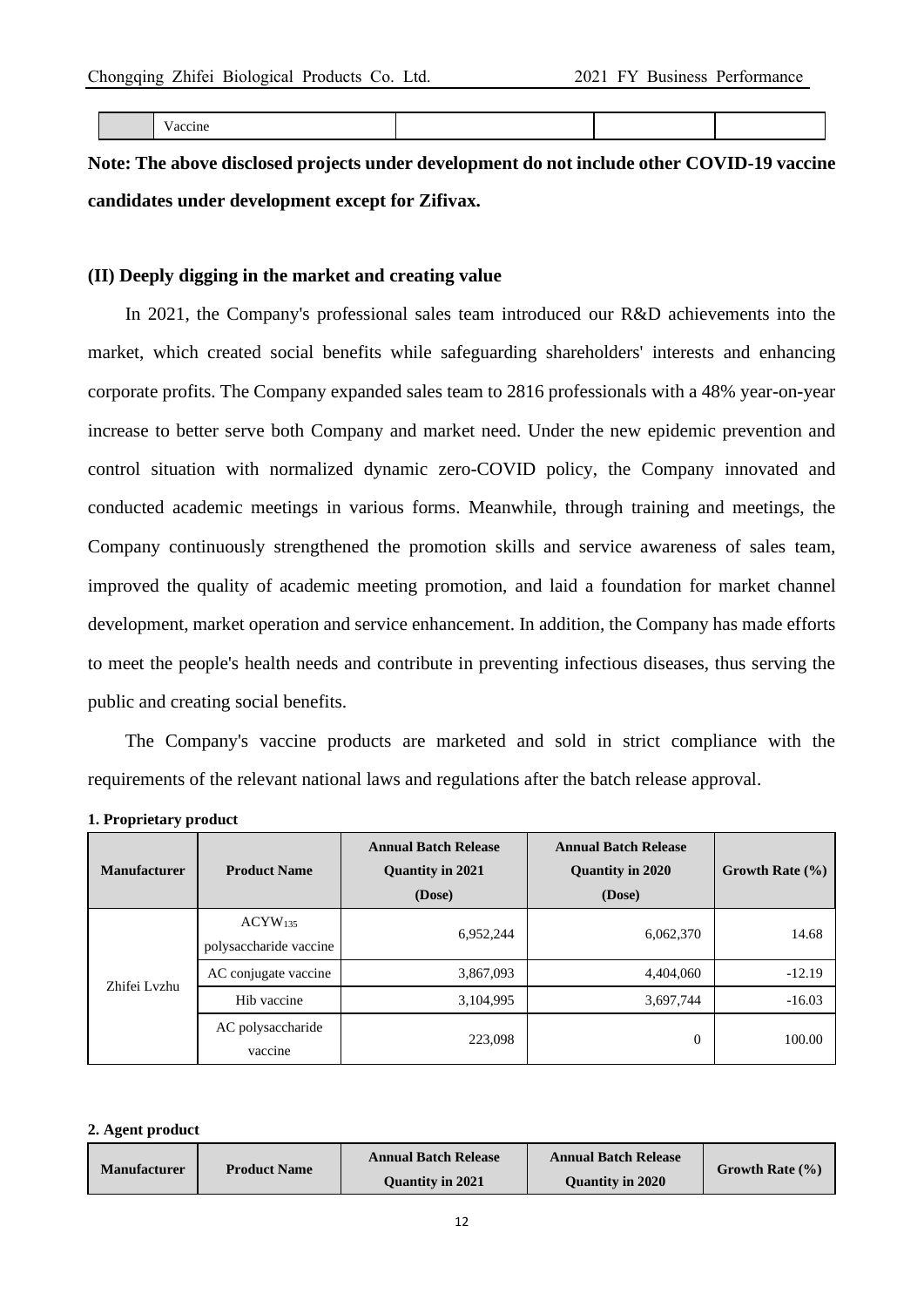| | Vaccine | | | |
|---|---|---|---|---|

**Note: The above disclosed projects under development do not include other COVID-19 vaccine candidates under development except for Zifivax.**

### (II) Deeply digging in the market and creating value

In 2021, the Company's professional sales team introduced our R&D achievements into the market, which created social benefits while safeguarding shareholders' interests and enhancing corporate profits. The Company expanded sales team to 2816 professionals with a 48% year-on-year increase to better serve both Company and market need. Under the new epidemic prevention and control situation with normalized dynamic zero-COVID policy, the Company innovated and conducted academic meetings in various forms. Meanwhile, through training and meetings, the Company continuously strengthened the promotion skills and service awareness of sales team, improved the quality of academic meeting promotion, and laid a foundation for market channel development, market operation and service enhancement. In addition, the Company has made efforts to meet the people's health needs and contribute in preventing infectious diseases, thus serving the public and creating social benefits.

The Company's vaccine products are marketed and sold in strict compliance with the requirements of the relevant national laws and regulations after the batch release approval.

**1. Proprietary product**

| Manufacturer | Product Name | Annual Batch Release Quantity in 2021 (Dose) | Annual Batch Release Quantity in 2020 (Dose) | Growth Rate (%) |
|---|---|---|---|---|
| Zhifei Lvzhu | $ACYW_{135}$ polysaccharide vaccine | 6,952,244 | 6,062,370 | 14.68 |
| | AC conjugate vaccine | 3,867,093 | 4,404,060 | -12.19 |
| | Hib vaccine | 3,104,995 | 3,697,744 | -16.03 |
| | AC polysaccharide vaccine | 223,098 | 0 | 100.00 |

**2. Agent product**

| Manufacturer | Product Name | Annual Batch Release Quantity in 2021 | Annual Batch Release Quantity in 2020 | Growth Rate (%) |
|---|---|---|---|---|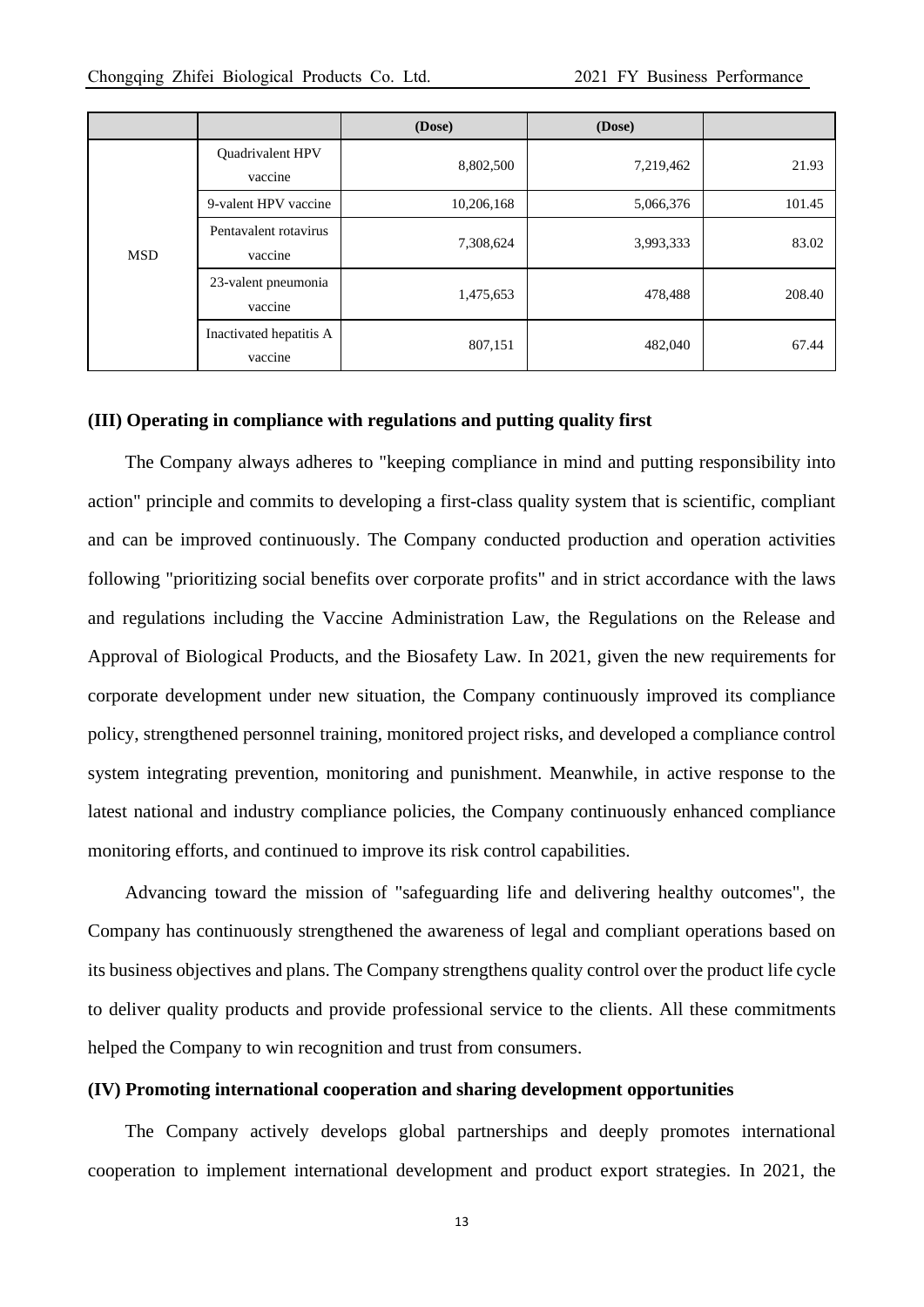|  |  | (Dose) | (Dose) |  |
|---|---|---|---|---|
| MSD | Quadrivalent HPV vaccine | 8,802,500 | 7,219,462 | 21.93 |
|  | 9-valent HPV vaccine | 10,206,168 | 5,066,376 | 101.45 |
|  | Pentavalent rotavirus vaccine | 7,308,624 | 3,993,333 | 83.02 |
|  | 23-valent pneumonia vaccine | 1,475,653 | 478,488 | 208.40 |
|  | Inactivated hepatitis A vaccine | 807,151 | 482,040 | 67.44 |

### (III) Operating in compliance with regulations and putting quality first

The Company always adheres to "keeping compliance in mind and putting responsibility into action" principle and commits to developing a first-class quality system that is scientific, compliant and can be improved continuously. The Company conducted production and operation activities following "prioritizing social benefits over corporate profits" and in strict accordance with the laws and regulations including the Vaccine Administration Law, the Regulations on the Release and Approval of Biological Products, and the Biosafety Law. In 2021, given the new requirements for corporate development under new situation, the Company continuously improved its compliance policy, strengthened personnel training, monitored project risks, and developed a compliance control system integrating prevention, monitoring and punishment. Meanwhile, in active response to the latest national and industry compliance policies, the Company continuously enhanced compliance monitoring efforts, and continued to improve its risk control capabilities.

Advancing toward the mission of "safeguarding life and delivering healthy outcomes", the Company has continuously strengthened the awareness of legal and compliant operations based on its business objectives and plans. The Company strengthens quality control over the product life cycle to deliver quality products and provide professional service to the clients. All these commitments helped the Company to win recognition and trust from consumers.

### (IV) Promoting international cooperation and sharing development opportunities

The Company actively develops global partnerships and deeply promotes international cooperation to implement international development and product export strategies. In 2021, the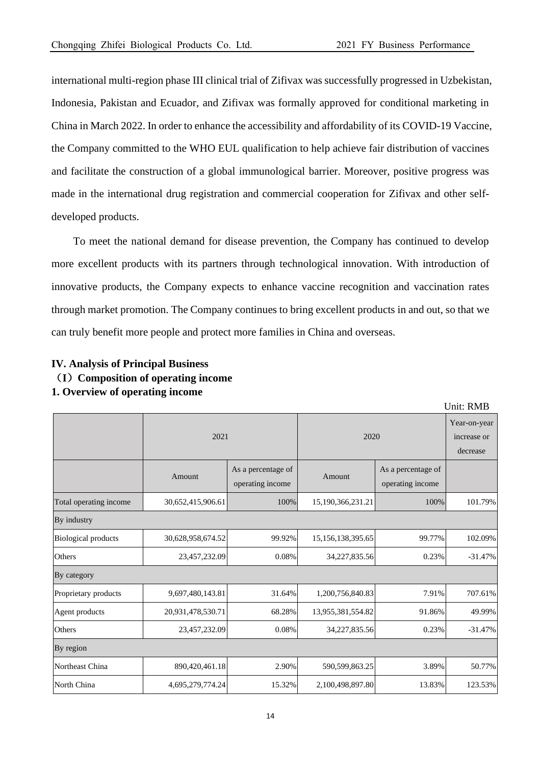international multi-region phase III clinical trial of Zifivax was successfully progressed in Uzbekistan, Indonesia, Pakistan and Ecuador, and Zifivax was formally approved for conditional marketing in China in March 2022. In order to enhance the accessibility and affordability of its COVID-19 Vaccine, the Company committed to the WHO EUL qualification to help achieve fair distribution of vaccines and facilitate the construction of a global immunological barrier. Moreover, positive progress was made in the international drug registration and commercial cooperation for Zifivax and other self-developed products.

To meet the national demand for disease prevention, the Company has continued to develop more excellent products with its partners through technological innovation. With introduction of innovative products, the Company expects to enhance vaccine recognition and vaccination rates through market promotion. The Company continues to bring excellent products in and out, so that we can truly benefit more people and protect more families in China and overseas.

## IV. Analysis of Principal Business

### （I）Composition of operating income

### 1. Overview of operating income

Unit: RMB

| | 2021 | | 2020 | | Year-on-year increase or decrease |
|---|---|---|---|---|---|
| | Amount | As a percentage of operating income | Amount | As a percentage of operating income | |
| Total operating income | 30,652,415,906.61 | 100% | 15,190,366,231.21 | 100% | 101.79% |
| By industry | | | | | |
| Biological products | 30,628,958,674.52 | 99.92% | 15,156,138,395.65 | 99.77% | 102.09% |
| Others | 23,457,232.09 | 0.08% | 34,227,835.56 | 0.23% | -31.47% |
| By category | | | | | |
| Proprietary products | 9,697,480,143.81 | 31.64% | 1,200,756,840.83 | 7.91% | 707.61% |
| Agent products | 20,931,478,530.71 | 68.28% | 13,955,381,554.82 | 91.86% | 49.99% |
| Others | 23,457,232.09 | 0.08% | 34,227,835.56 | 0.23% | -31.47% |
| By region | | | | | |
| Northeast China | 890,420,461.18 | 2.90% | 590,599,863.25 | 3.89% | 50.77% |
| North China | 4,695,279,774.24 | 15.32% | 2,100,498,897.80 | 13.83% | 123.53% |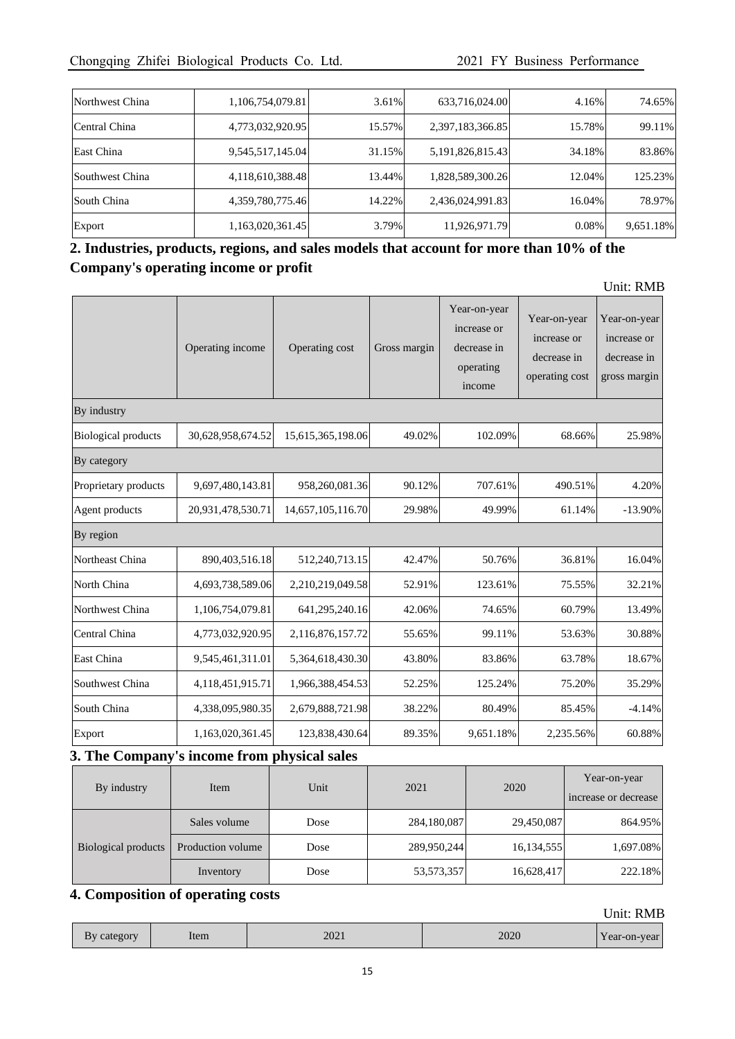| | | | | | |
|---|---|---|---|---|---|
| Northwest China | 1,106,754,079.81 | 3.61% | 633,716,024.00 | 4.16% | 74.65% |
| Central China | 4,773,032,920.95 | 15.57% | 2,397,183,366.85 | 15.78% | 99.11% |
| East China | 9,545,517,145.04 | 31.15% | 5,191,826,815.43 | 34.18% | 83.86% |
| Southwest China | 4,118,610,388.48 | 13.44% | 1,828,589,300.26 | 12.04% | 125.23% |
| South China | 4,359,780,775.46 | 14.22% | 2,436,024,991.83 | 16.04% | 78.97% |
| Export | 1,163,020,361.45 | 3.79% | 11,926,971.79 | 0.08% | 9,651.18% |

## 2. Industries, products, regions, and sales models that account for more than 10% of the Company's operating income or profit

Unit: RMB

| | Operating income | Operating cost | Gross margin | Year-on-year increase or decrease in operating income | Year-on-year increase or decrease in operating cost | Year-on-year increase or decrease in gross margin |
|---|---|---|---|---|---|---|
| By industry | | | | | | |
| Biological products | 30,628,958,674.52 | 15,615,365,198.06 | 49.02% | 102.09% | 68.66% | 25.98% |
| By category | | | | | | |
| Proprietary products | 9,697,480,143.81 | 958,260,081.36 | 90.12% | 707.61% | 490.51% | 4.20% |
| Agent products | 20,931,478,530.71 | 14,657,105,116.70 | 29.98% | 49.99% | 61.14% | -13.90% |
| By region | | | | | | |
| Northeast China | 890,403,516.18 | 512,240,713.15 | 42.47% | 50.76% | 36.81% | 16.04% |
| North China | 4,693,738,589.06 | 2,210,219,049.58 | 52.91% | 123.61% | 75.55% | 32.21% |
| Northwest China | 1,106,754,079.81 | 641,295,240.16 | 42.06% | 74.65% | 60.79% | 13.49% |
| Central China | 4,773,032,920.95 | 2,116,876,157.72 | 55.65% | 99.11% | 53.63% | 30.88% |
| East China | 9,545,461,311.01 | 5,364,618,430.30 | 43.80% | 83.86% | 63.78% | 18.67% |
| Southwest China | 4,118,451,915.71 | 1,966,388,454.53 | 52.25% | 125.24% | 75.20% | 35.29% |
| South China | 4,338,095,980.35 | 2,679,888,721.98 | 38.22% | 80.49% | 85.45% | -4.14% |
| Export | 1,163,020,361.45 | 123,838,430.64 | 89.35% | 9,651.18% | 2,235.56% | 60.88% |

## 3. The Company's income from physical sales

| By industry | Item | Unit | 2021 | 2020 | Year-on-year increase or decrease |
|---|---|---|---|---|---|
| Biological products | Sales volume | Dose | 284,180,087 | 29,450,087 | 864.95% |
| | Production volume | Dose | 289,950,244 | 16,134,555 | 1,697.08% |
| | Inventory | Dose | 53,573,357 | 16,628,417 | 222.18% |

## 4. Composition of operating costs

Unit: RMB

| By category | Item | 2021 | 2020 | Year-on-year |
|---|---|---|---|---|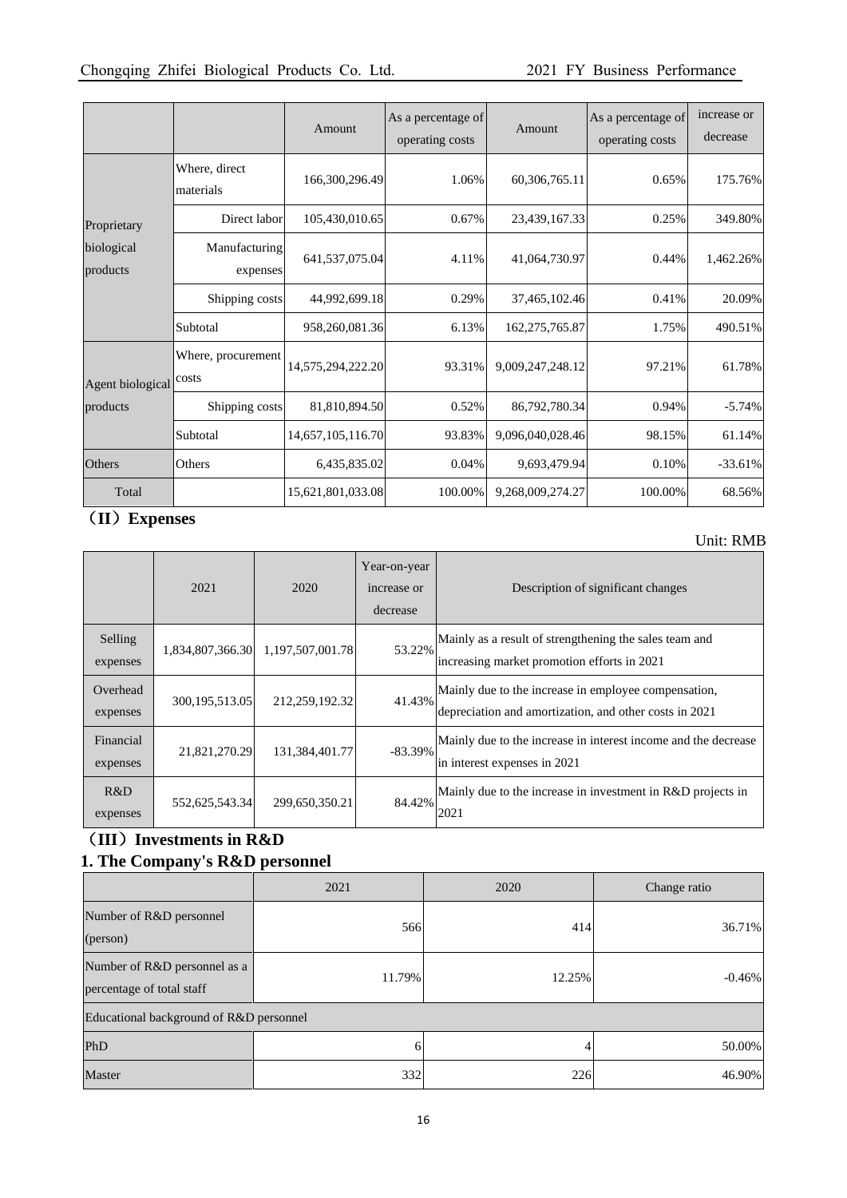| | | Amount | As a percentage of operating costs | Amount | As a percentage of operating costs | increase or decrease |
|---|---|---|---|---|---|---|
| Proprietary biological products | Where, direct materials | 166,300,296.49 | 1.06% | 60,306,765.11 | 0.65% | 175.76% |
| | Direct labor | 105,430,010.65 | 0.67% | 23,439,167.33 | 0.25% | 349.80% |
| | Manufacturing expenses | 641,537,075.04 | 4.11% | 41,064,730.97 | 0.44% | 1,462.26% |
| | Shipping costs | 44,992,699.18 | 0.29% | 37,465,102.46 | 0.41% | 20.09% |
| | Subtotal | 958,260,081.36 | 6.13% | 162,275,765.87 | 1.75% | 490.51% |
| Agent biological products | Where, procurement costs | 14,575,294,222.20 | 93.31% | 9,009,247,248.12 | 97.21% | 61.78% |
| | Shipping costs | 81,810,894.50 | 0.52% | 86,792,780.34 | 0.94% | -5.74% |
| | Subtotal | 14,657,105,116.70 | 93.83% | 9,096,040,028.46 | 98.15% | 61.14% |
| Others | Others | 6,435,835.02 | 0.04% | 9,693,479.94 | 0.10% | -33.61% |
| Total | | 15,621,801,033.08 | 100.00% | 9,268,009,274.27 | 100.00% | 68.56% |

## （II）Expenses

Unit: RMB

| | 2021 | 2020 | Year-on-year increase or decrease | Description of significant changes |
|---|---|---|---|---|
| Selling expenses | 1,834,807,366.30 | 1,197,507,001.78 | 53.22% | Mainly as a result of strengthening the sales team and increasing market promotion efforts in 2021 |
| Overhead expenses | 300,195,513.05 | 212,259,192.32 | 41.43% | Mainly due to the increase in employee compensation, depreciation and amortization, and other costs in 2021 |
| Financial expenses | 21,821,270.29 | 131,384,401.77 | -83.39% | Mainly due to the increase in interest income and the decrease in interest expenses in 2021 |
| R&D expenses | 552,625,543.34 | 299,650,350.21 | 84.42% | Mainly due to the increase in investment in R&D projects in 2021 |

## （III）Investments in R&D

### 1. The Company's R&D personnel

| | 2021 | 2020 | Change ratio |
|---|---|---|---|
| Number of R&D personnel (person) | 566 | 414 | 36.71% |
| Number of R&D personnel as a percentage of total staff | 11.79% | 12.25% | -0.46% |
| Educational background of R&D personnel | | | |
| PhD | 6 | 4 | 50.00% |
| Master | 332 | 226 | 46.90% |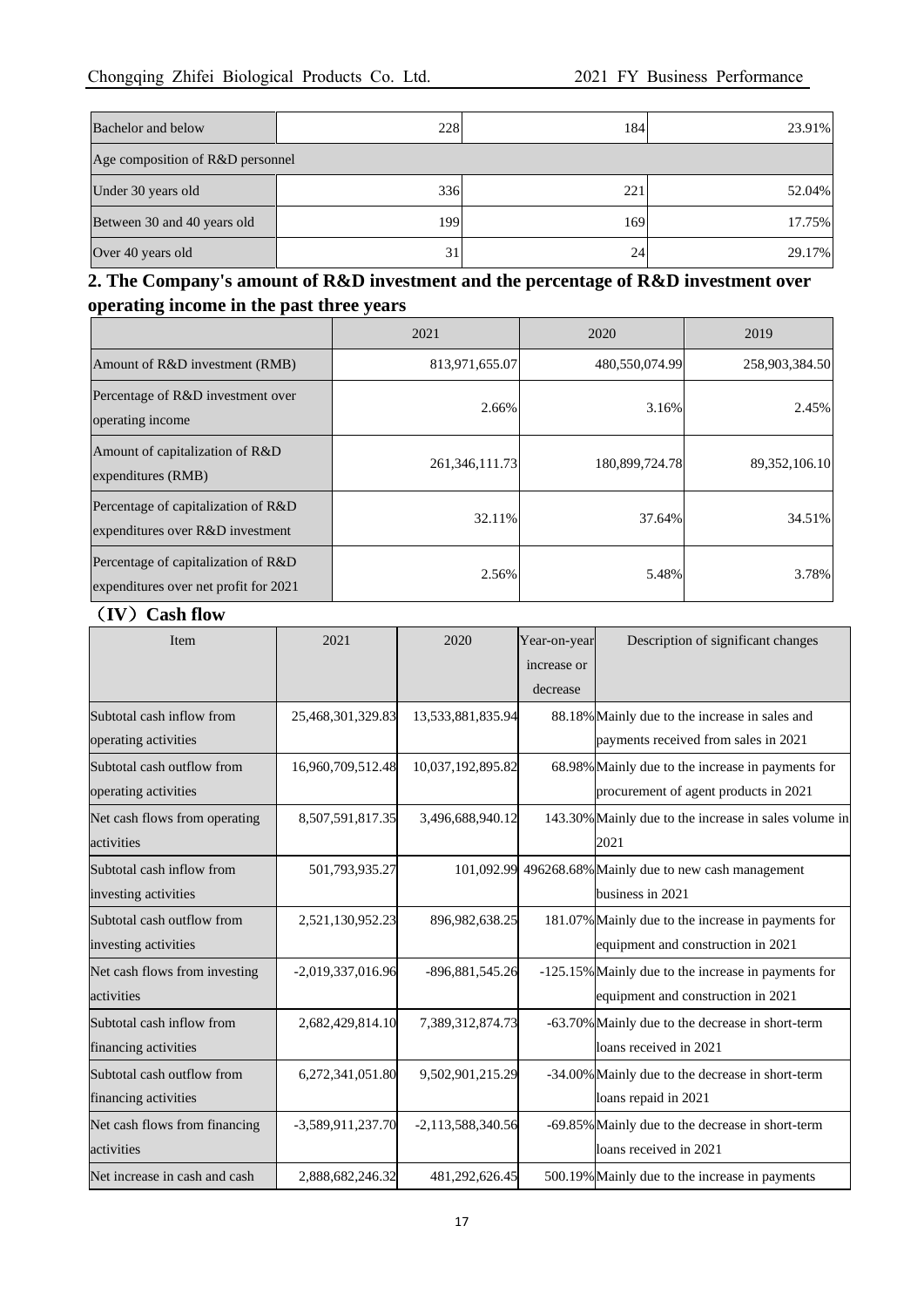| Bachelor and below | 228 | 184 | 23.91% |
|---|---|---|---|
| Age composition of R&D personnel | | | |
| Under 30 years old | 336 | 221 | 52.04% |
| Between 30 and 40 years old | 199 | 169 | 17.75% |
| Over 40 years old | 31 | 24 | 29.17% |

## 2. The Company's amount of R&D investment and the percentage of R&D investment over operating income in the past three years

| | 2021 | 2020 | 2019 |
|---|---|---|---|
| Amount of R&D investment (RMB) | 813,971,655.07 | 480,550,074.99 | 258,903,384.50 |
| Percentage of R&D investment over operating income | 2.66% | 3.16% | 2.45% |
| Amount of capitalization of R&D expenditures (RMB) | 261,346,111.73 | 180,899,724.78 | 89,352,106.10 |
| Percentage of capitalization of R&D expenditures over R&D investment | 32.11% | 37.64% | 34.51% |
| Percentage of capitalization of R&D expenditures over net profit for 2021 | 2.56% | 5.48% | 3.78% |

## （IV）Cash flow

| Item | 2021 | 2020 | Year-on-year increase or decrease | Description of significant changes |
|---|---|---|---|---|
| Subtotal cash inflow from operating activities | 25,468,301,329.83 | 13,533,881,835.94 | 88.18% | Mainly due to the increase in sales and payments received from sales in 2021 |
| Subtotal cash outflow from operating activities | 16,960,709,512.48 | 10,037,192,895.82 | 68.98% | Mainly due to the increase in payments for procurement of agent products in 2021 |
| Net cash flows from operating activities | 8,507,591,817.35 | 3,496,688,940.12 | 143.30% | Mainly due to the increase in sales volume in 2021 |
| Subtotal cash inflow from investing activities | 501,793,935.27 | 101,092.99 | 496268.68% | Mainly due to new cash management business in 2021 |
| Subtotal cash outflow from investing activities | 2,521,130,952.23 | 896,982,638.25 | 181.07% | Mainly due to the increase in payments for equipment and construction in 2021 |
| Net cash flows from investing activities | -2,019,337,016.96 | -896,881,545.26 | -125.15% | Mainly due to the increase in payments for equipment and construction in 2021 |
| Subtotal cash inflow from financing activities | 2,682,429,814.10 | 7,389,312,874.73 | -63.70% | Mainly due to the decrease in short-term loans received in 2021 |
| Subtotal cash outflow from financing activities | 6,272,341,051.80 | 9,502,901,215.29 | -34.00% | Mainly due to the decrease in short-term loans repaid in 2021 |
| Net cash flows from financing activities | -3,589,911,237.70 | -2,113,588,340.56 | -69.85% | Mainly due to the decrease in short-term loans received in 2021 |
| Net increase in cash and cash | 2,888,682,246.32 | 481,292,626.45 | 500.19% | Mainly due to the increase in payments |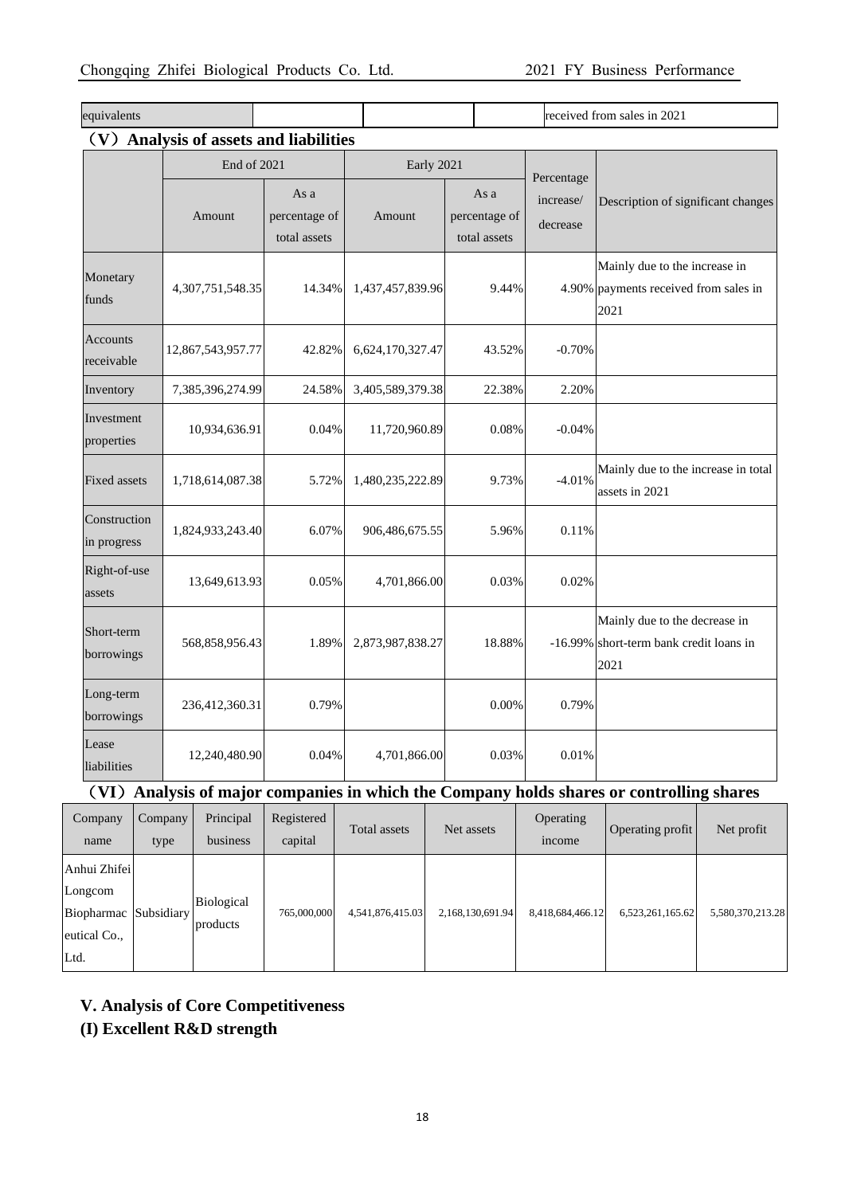| equivalents | | | | received from sales in 2021 |
|---|---|---|---|---|

## （V）Analysis of assets and liabilities

| | End of 2021 | | Early 2021 | | Percentage increase/ decrease | Description of significant changes |
|---|---|---|---|---|---|---|
| | Amount | As a percentage of total assets | Amount | As a percentage of total assets | | |
| Monetary funds | 4,307,751,548.35 | 14.34% | 1,437,457,839.96 | 9.44% | 4.90% | Mainly due to the increase in payments received from sales in 2021 |
| Accounts receivable | 12,867,543,957.77 | 42.82% | 6,624,170,327.47 | 43.52% | -0.70% | |
| Inventory | 7,385,396,274.99 | 24.58% | 3,405,589,379.38 | 22.38% | 2.20% | |
| Investment properties | 10,934,636.91 | 0.04% | 11,720,960.89 | 0.08% | -0.04% | |
| Fixed assets | 1,718,614,087.38 | 5.72% | 1,480,235,222.89 | 9.73% | -4.01% | Mainly due to the increase in total assets in 2021 |
| Construction in progress | 1,824,933,243.40 | 6.07% | 906,486,675.55 | 5.96% | 0.11% | |
| Right-of-use assets | 13,649,613.93 | 0.05% | 4,701,866.00 | 0.03% | 0.02% | |
| Short-term borrowings | 568,858,956.43 | 1.89% | 2,873,987,838.27 | 18.88% | -16.99% | Mainly due to the decrease in short-term bank credit loans in 2021 |
| Long-term borrowings | 236,412,360.31 | 0.79% | | 0.00% | 0.79% | |
| Lease liabilities | 12,240,480.90 | 0.04% | 4,701,866.00 | 0.03% | 0.01% | |

## （VI）Analysis of major companies in which the Company holds shares or controlling shares

| Company name | Company type | Principal business | Registered capital | Total assets | Net assets | Operating income | Operating profit | Net profit |
|---|---|---|---|---|---|---|---|---|
| Anhui Zhifei Longcom Biopharmaceutical Co., Ltd. | Subsidiary | Biological products | 765,000,000 | 4,541,876,415.03 | 2,168,130,691.94 | 8,418,684,466.12 | 6,523,261,165.62 | 5,580,370,213.28 |

# V. Analysis of Core Competitiveness

## (I) Excellent R&D strength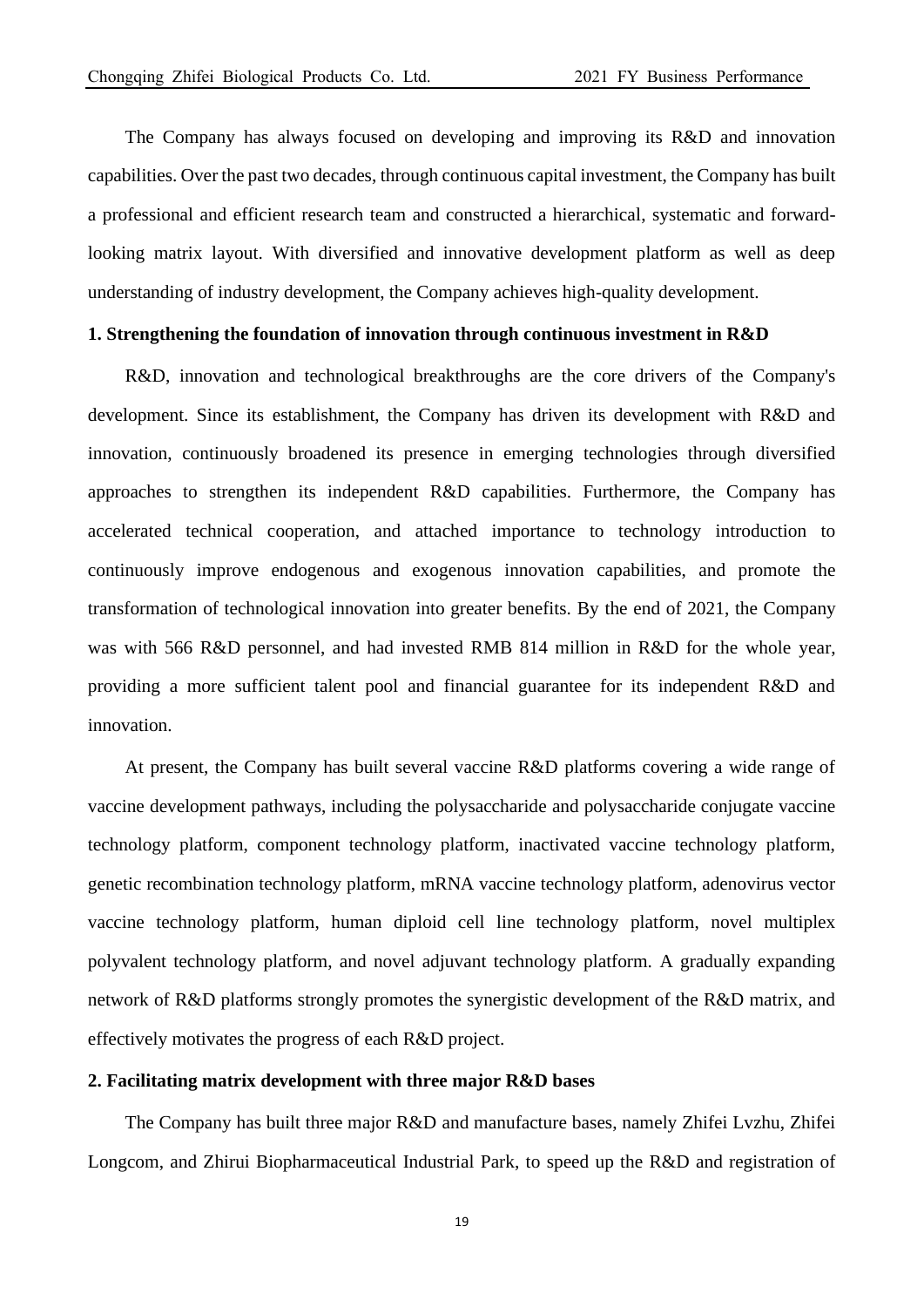The Company has always focused on developing and improving its R&D and innovation capabilities. Over the past two decades, through continuous capital investment, the Company has built a professional and efficient research team and constructed a hierarchical, systematic and forward-looking matrix layout. With diversified and innovative development platform as well as deep understanding of industry development, the Company achieves high-quality development.

**1. Strengthening the foundation of innovation through continuous investment in R&D**

R&D, innovation and technological breakthroughs are the core drivers of the Company's development. Since its establishment, the Company has driven its development with R&D and innovation, continuously broadened its presence in emerging technologies through diversified approaches to strengthen its independent R&D capabilities. Furthermore, the Company has accelerated technical cooperation, and attached importance to technology introduction to continuously improve endogenous and exogenous innovation capabilities, and promote the transformation of technological innovation into greater benefits. By the end of 2021, the Company was with 566 R&D personnel, and had invested RMB 814 million in R&D for the whole year, providing a more sufficient talent pool and financial guarantee for its independent R&D and innovation.

At present, the Company has built several vaccine R&D platforms covering a wide range of vaccine development pathways, including the polysaccharide and polysaccharide conjugate vaccine technology platform, component technology platform, inactivated vaccine technology platform, genetic recombination technology platform, mRNA vaccine technology platform, adenovirus vector vaccine technology platform, human diploid cell line technology platform, novel multiplex polyvalent technology platform, and novel adjuvant technology platform. A gradually expanding network of R&D platforms strongly promotes the synergistic development of the R&D matrix, and effectively motivates the progress of each R&D project.

**2. Facilitating matrix development with three major R&D bases**

The Company has built three major R&D and manufacture bases, namely Zhifei Lvzhu, Zhifei Longcom, and Zhirui Biopharmaceutical Industrial Park, to speed up the R&D and registration of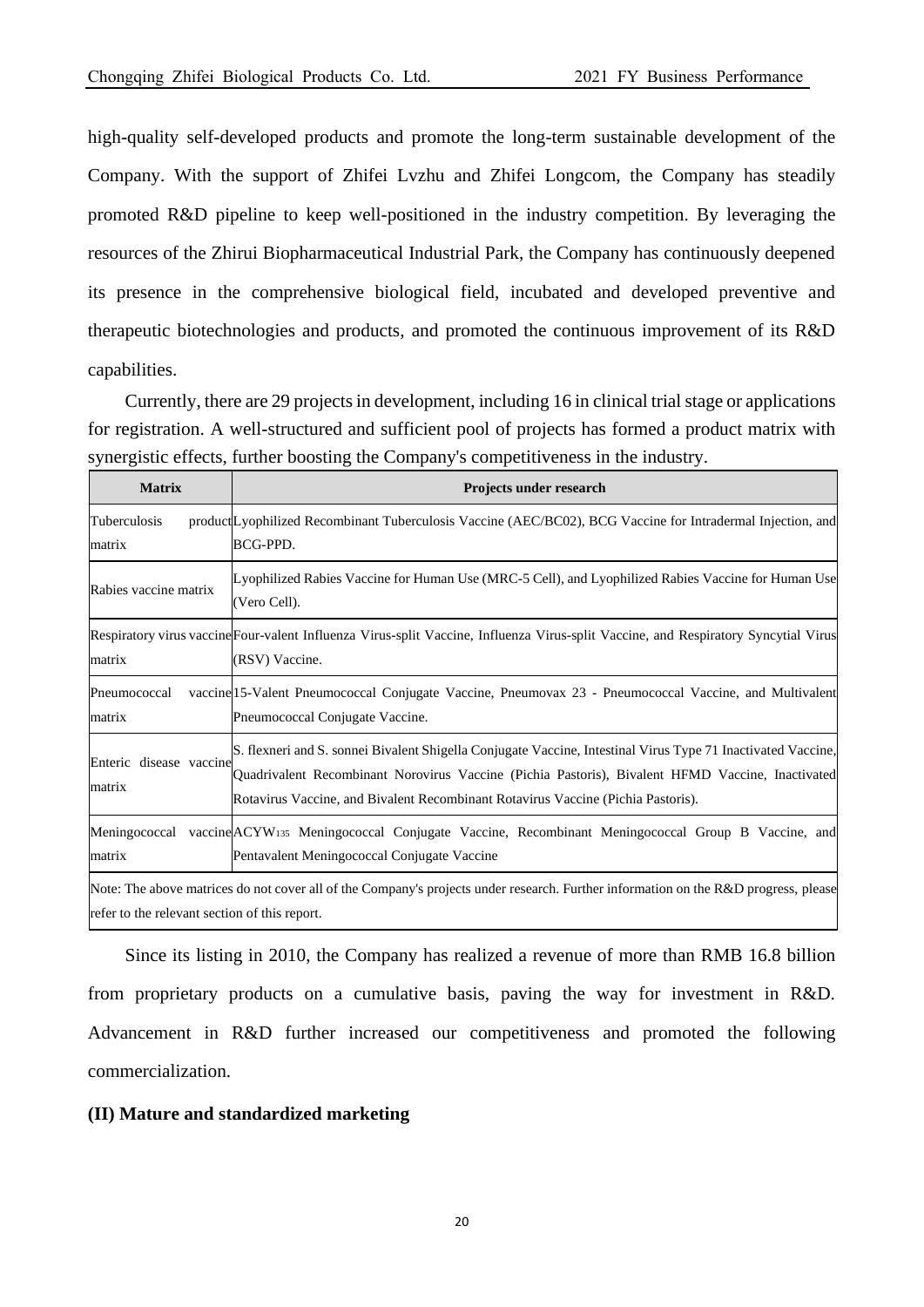high-quality self-developed products and promote the long-term sustainable development of the Company. With the support of Zhifei Lvzhu and Zhifei Longcom, the Company has steadily promoted R&D pipeline to keep well-positioned in the industry competition. By leveraging the resources of the Zhirui Biopharmaceutical Industrial Park, the Company has continuously deepened its presence in the comprehensive biological field, incubated and developed preventive and therapeutic biotechnologies and products, and promoted the continuous improvement of its R&D capabilities.

Currently, there are 29 projects in development, including 16 in clinical trial stage or applications for registration. A well-structured and sufficient pool of projects has formed a product matrix with synergistic effects, further boosting the Company's competitiveness in the industry.

| Matrix | Projects under research |
|---|---|
| Tuberculosis product matrix | Lyophilized Recombinant Tuberculosis Vaccine (AEC/BC02), BCG Vaccine for Intradermal Injection, and BCG-PPD. |
| Rabies vaccine matrix | Lyophilized Rabies Vaccine for Human Use (MRC-5 Cell), and Lyophilized Rabies Vaccine for Human Use (Vero Cell). |
| Respiratory virus vaccine matrix | Four-valent Influenza Virus-split Vaccine, Influenza Virus-split Vaccine, and Respiratory Syncytial Virus (RSV) Vaccine. |
| Pneumococcal vaccine matrix | 15-Valent Pneumococcal Conjugate Vaccine, Pneumovax 23 - Pneumococcal Vaccine, and Multivalent Pneumococcal Conjugate Vaccine. |
| Enteric disease vaccine matrix | S. flexneri and S. sonnei Bivalent Shigella Conjugate Vaccine, Intestinal Virus Type 71 Inactivated Vaccine, Quadrivalent Recombinant Norovirus Vaccine (Pichia Pastoris), Bivalent HFMD Vaccine, Inactivated Rotavirus Vaccine, and Bivalent Recombinant Rotavirus Vaccine (Pichia Pastoris). |
| Meningococcal vaccine matrix | ACYW135 Meningococcal Conjugate Vaccine, Recombinant Meningococcal Group B Vaccine, and Pentavalent Meningococcal Conjugate Vaccine |
| Note: The above matrices do not cover all of the Company's projects under research. Further information on the R&D progress, please refer to the relevant section of this report. | |

Since its listing in 2010, the Company has realized a revenue of more than RMB 16.8 billion from proprietary products on a cumulative basis, paving the way for investment in R&D. Advancement in R&D further increased our competitiveness and promoted the following commercialization.

**(II) Mature and standardized marketing**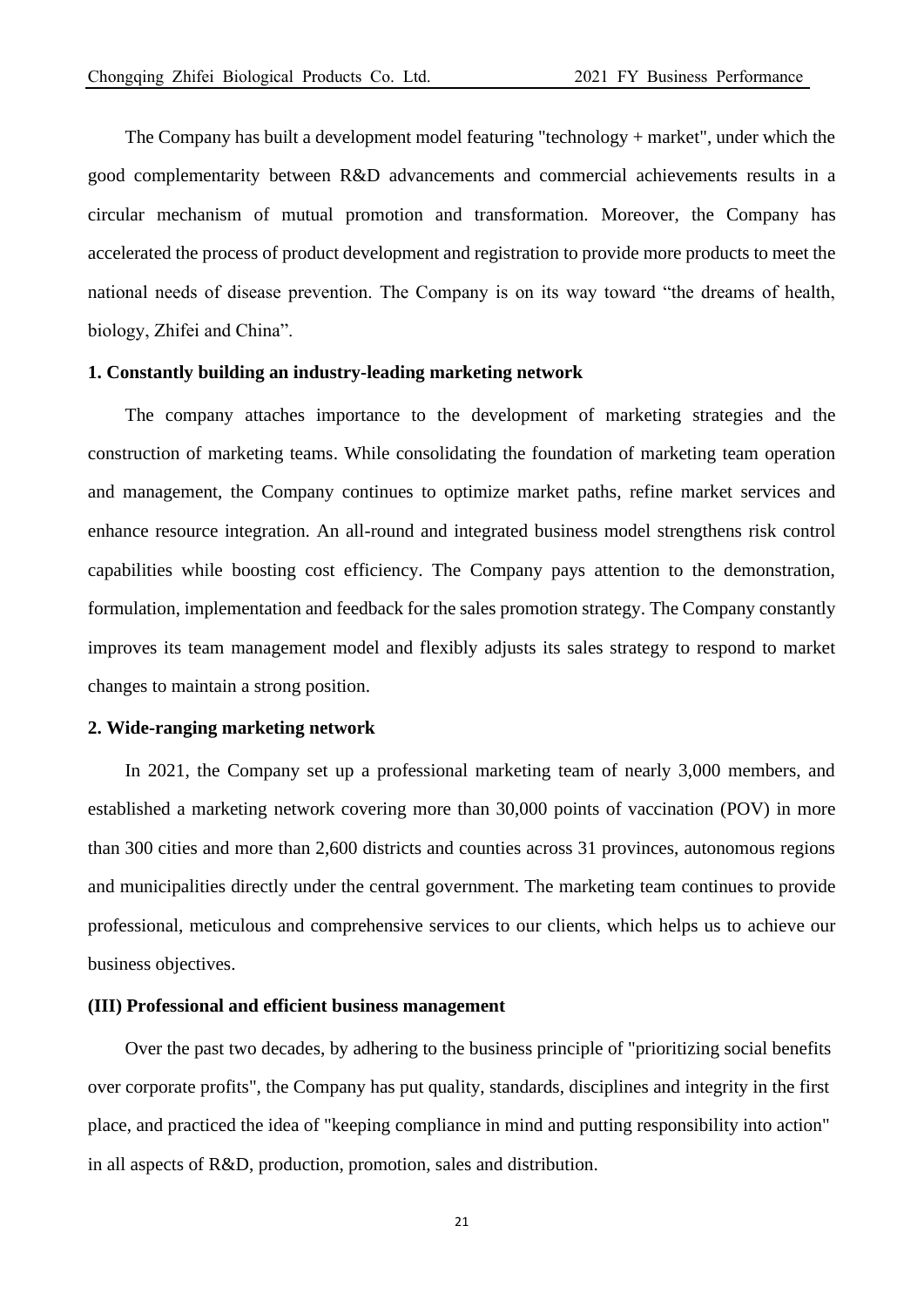The Company has built a development model featuring "technology + market", under which the good complementarity between R&D advancements and commercial achievements results in a circular mechanism of mutual promotion and transformation. Moreover, the Company has accelerated the process of product development and registration to provide more products to meet the national needs of disease prevention. The Company is on its way toward "the dreams of health, biology, Zhifei and China".

**1. Constantly building an industry-leading marketing network**

The company attaches importance to the development of marketing strategies and the construction of marketing teams. While consolidating the foundation of marketing team operation and management, the Company continues to optimize market paths, refine market services and enhance resource integration. An all-round and integrated business model strengthens risk control capabilities while boosting cost efficiency. The Company pays attention to the demonstration, formulation, implementation and feedback for the sales promotion strategy. The Company constantly improves its team management model and flexibly adjusts its sales strategy to respond to market changes to maintain a strong position.

**2. Wide-ranging marketing network**

In 2021, the Company set up a professional marketing team of nearly 3,000 members, and established a marketing network covering more than 30,000 points of vaccination (POV) in more than 300 cities and more than 2,600 districts and counties across 31 provinces, autonomous regions and municipalities directly under the central government. The marketing team continues to provide professional, meticulous and comprehensive services to our clients, which helps us to achieve our business objectives.

**(III) Professional and efficient business management**

Over the past two decades, by adhering to the business principle of "prioritizing social benefits over corporate profits", the Company has put quality, standards, disciplines and integrity in the first place, and practiced the idea of "keeping compliance in mind and putting responsibility into action" in all aspects of R&D, production, promotion, sales and distribution.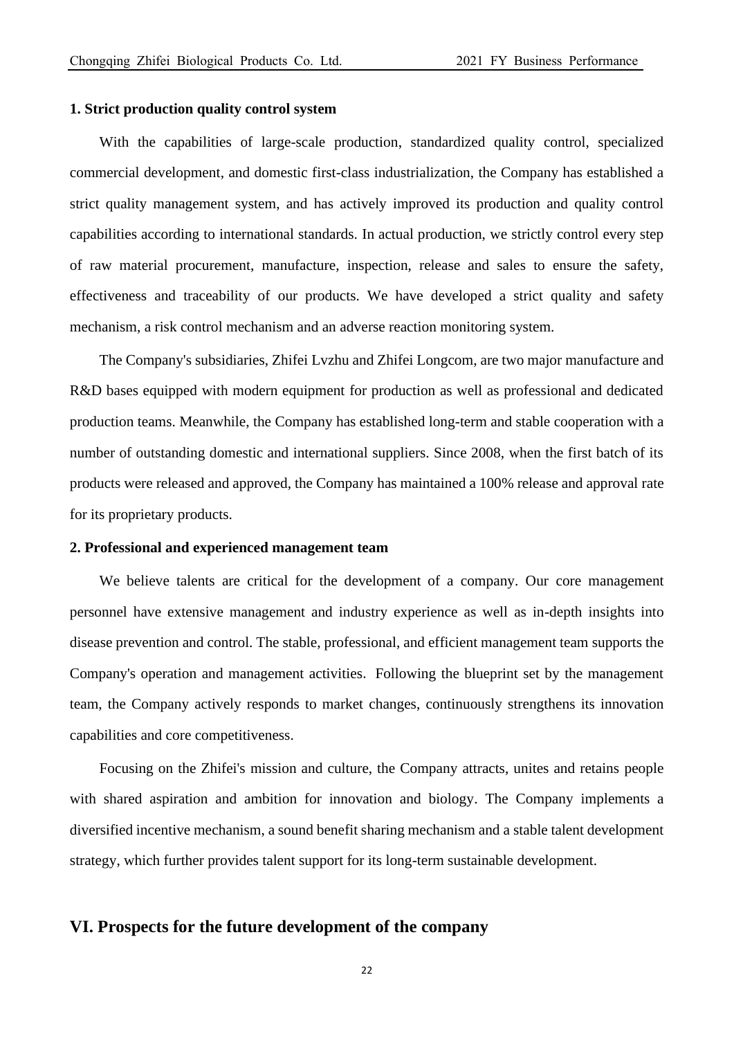**1. Strict production quality control system**

With the capabilities of large-scale production, standardized quality control, specialized commercial development, and domestic first-class industrialization, the Company has established a strict quality management system, and has actively improved its production and quality control capabilities according to international standards. In actual production, we strictly control every step of raw material procurement, manufacture, inspection, release and sales to ensure the safety, effectiveness and traceability of our products. We have developed a strict quality and safety mechanism, a risk control mechanism and an adverse reaction monitoring system.

The Company's subsidiaries, Zhifei Lvzhu and Zhifei Longcom, are two major manufacture and R&D bases equipped with modern equipment for production as well as professional and dedicated production teams. Meanwhile, the Company has established long-term and stable cooperation with a number of outstanding domestic and international suppliers. Since 2008, when the first batch of its products were released and approved, the Company has maintained a 100% release and approval rate for its proprietary products.

**2. Professional and experienced management team**

We believe talents are critical for the development of a company. Our core management personnel have extensive management and industry experience as well as in-depth insights into disease prevention and control. The stable, professional, and efficient management team supports the Company's operation and management activities. Following the blueprint set by the management team, the Company actively responds to market changes, continuously strengthens its innovation capabilities and core competitiveness.

Focusing on the Zhifei's mission and culture, the Company attracts, unites and retains people with shared aspiration and ambition for innovation and biology. The Company implements a diversified incentive mechanism, a sound benefit sharing mechanism and a stable talent development strategy, which further provides talent support for its long-term sustainable development.

## VI. Prospects for the future development of the company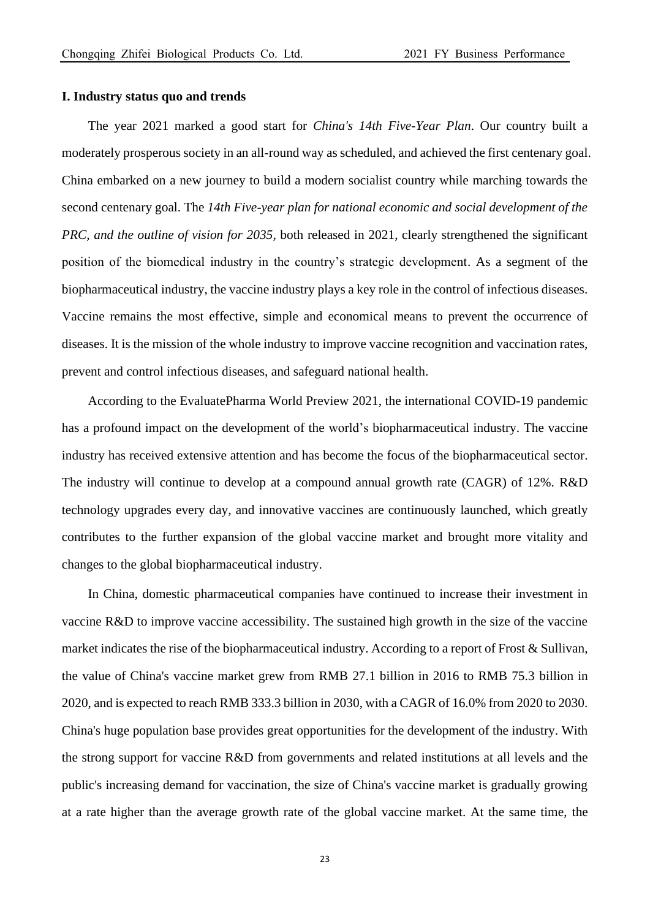## I. Industry status quo and trends

The year 2021 marked a good start for *China's 14th Five-Year Plan*. Our country built a moderately prosperous society in an all-round way as scheduled, and achieved the first centenary goal. China embarked on a new journey to build a modern socialist country while marching towards the second centenary goal. The *14th Five-year plan for national economic and social development of the PRC, and the outline of vision for 2035,* both released in 2021, clearly strengthened the significant position of the biomedical industry in the country's strategic development. As a segment of the biopharmaceutical industry, the vaccine industry plays a key role in the control of infectious diseases. Vaccine remains the most effective, simple and economical means to prevent the occurrence of diseases. It is the mission of the whole industry to improve vaccine recognition and vaccination rates, prevent and control infectious diseases, and safeguard national health.

According to the EvaluatePharma World Preview 2021, the international COVID-19 pandemic has a profound impact on the development of the world's biopharmaceutical industry. The vaccine industry has received extensive attention and has become the focus of the biopharmaceutical sector. The industry will continue to develop at a compound annual growth rate (CAGR) of 12%. R&D technology upgrades every day, and innovative vaccines are continuously launched, which greatly contributes to the further expansion of the global vaccine market and brought more vitality and changes to the global biopharmaceutical industry.

In China, domestic pharmaceutical companies have continued to increase their investment in vaccine R&D to improve vaccine accessibility. The sustained high growth in the size of the vaccine market indicates the rise of the biopharmaceutical industry. According to a report of Frost & Sullivan, the value of China's vaccine market grew from RMB 27.1 billion in 2016 to RMB 75.3 billion in 2020, and is expected to reach RMB 333.3 billion in 2030, with a CAGR of 16.0% from 2020 to 2030. China's huge population base provides great opportunities for the development of the industry. With the strong support for vaccine R&D from governments and related institutions at all levels and the public's increasing demand for vaccination, the size of China's vaccine market is gradually growing at a rate higher than the average growth rate of the global vaccine market. At the same time, the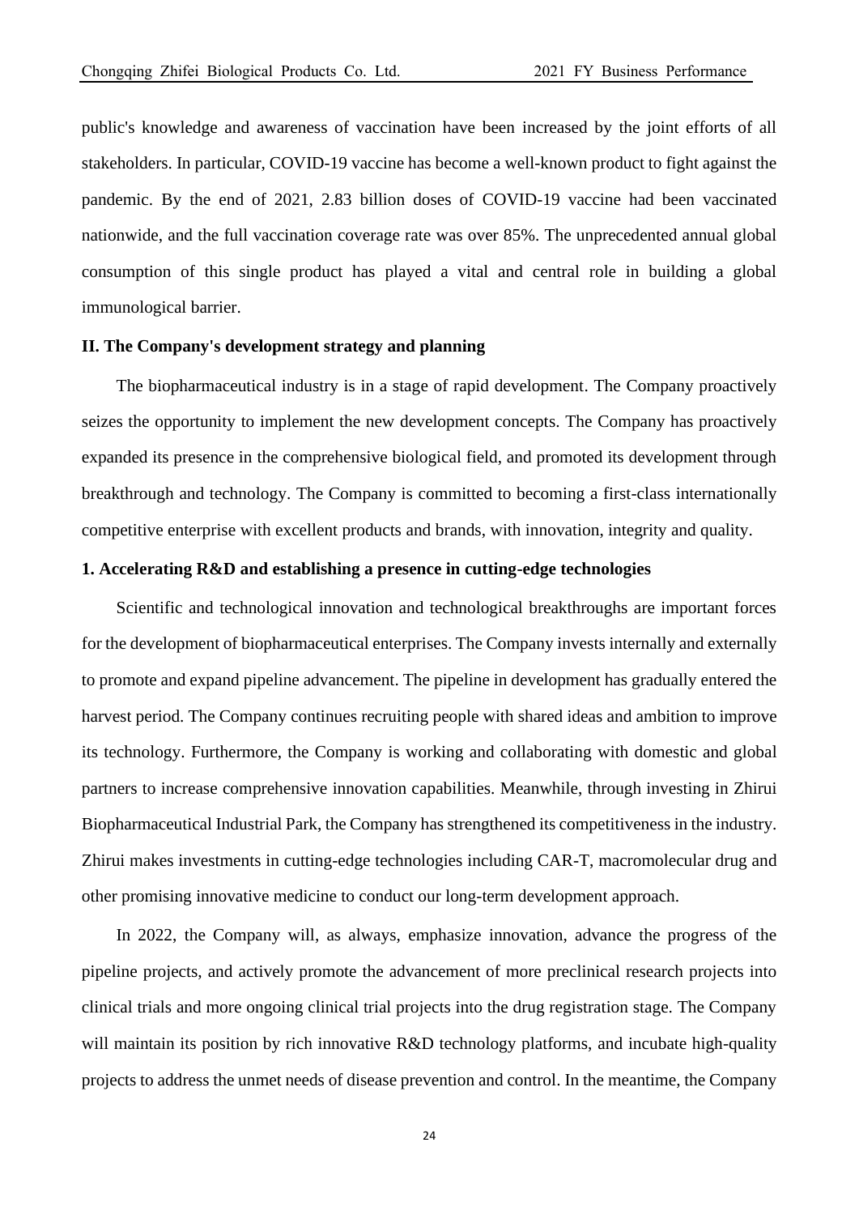public's knowledge and awareness of vaccination have been increased by the joint efforts of all stakeholders. In particular, COVID-19 vaccine has become a well-known product to fight against the pandemic. By the end of 2021, 2.83 billion doses of COVID-19 vaccine had been vaccinated nationwide, and the full vaccination coverage rate was over 85%. The unprecedented annual global consumption of this single product has played a vital and central role in building a global immunological barrier.

## II. The Company's development strategy and planning

The biopharmaceutical industry is in a stage of rapid development. The Company proactively seizes the opportunity to implement the new development concepts. The Company has proactively expanded its presence in the comprehensive biological field, and promoted its development through breakthrough and technology. The Company is committed to becoming a first-class internationally competitive enterprise with excellent products and brands, with innovation, integrity and quality.

### 1. Accelerating R&D and establishing a presence in cutting-edge technologies

Scientific and technological innovation and technological breakthroughs are important forces for the development of biopharmaceutical enterprises. The Company invests internally and externally to promote and expand pipeline advancement. The pipeline in development has gradually entered the harvest period. The Company continues recruiting people with shared ideas and ambition to improve its technology. Furthermore, the Company is working and collaborating with domestic and global partners to increase comprehensive innovation capabilities. Meanwhile, through investing in Zhirui Biopharmaceutical Industrial Park, the Company has strengthened its competitiveness in the industry. Zhirui makes investments in cutting-edge technologies including CAR-T, macromolecular drug and other promising innovative medicine to conduct our long-term development approach.

In 2022, the Company will, as always, emphasize innovation, advance the progress of the pipeline projects, and actively promote the advancement of more preclinical research projects into clinical trials and more ongoing clinical trial projects into the drug registration stage. The Company will maintain its position by rich innovative R&D technology platforms, and incubate high-quality projects to address the unmet needs of disease prevention and control. In the meantime, the Company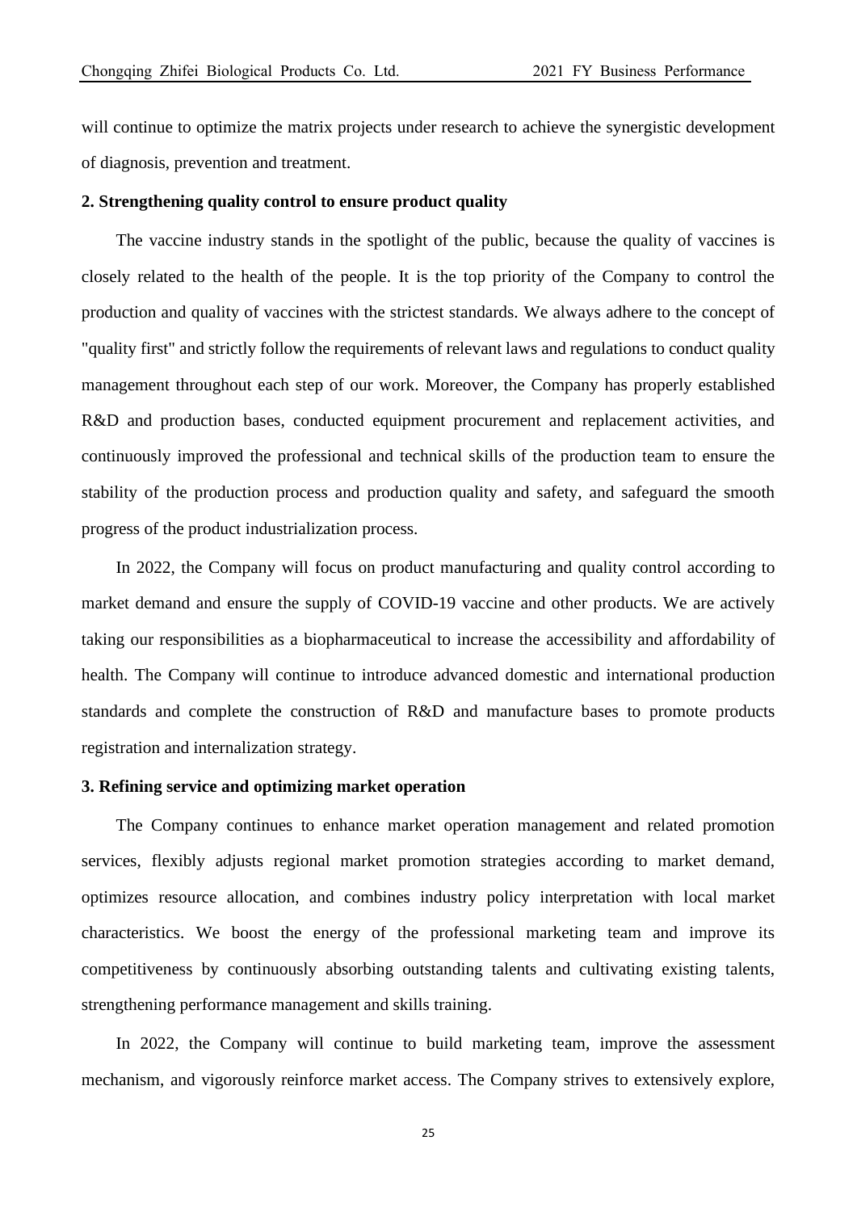will continue to optimize the matrix projects under research to achieve the synergistic development of diagnosis, prevention and treatment.

**2. Strengthening quality control to ensure product quality**

The vaccine industry stands in the spotlight of the public, because the quality of vaccines is closely related to the health of the people. It is the top priority of the Company to control the production and quality of vaccines with the strictest standards. We always adhere to the concept of "quality first" and strictly follow the requirements of relevant laws and regulations to conduct quality management throughout each step of our work. Moreover, the Company has properly established R&D and production bases, conducted equipment procurement and replacement activities, and continuously improved the professional and technical skills of the production team to ensure the stability of the production process and production quality and safety, and safeguard the smooth progress of the product industrialization process.

In 2022, the Company will focus on product manufacturing and quality control according to market demand and ensure the supply of COVID-19 vaccine and other products. We are actively taking our responsibilities as a biopharmaceutical to increase the accessibility and affordability of health. The Company will continue to introduce advanced domestic and international production standards and complete the construction of R&D and manufacture bases to promote products registration and internalization strategy.

**3. Refining service and optimizing market operation**

The Company continues to enhance market operation management and related promotion services, flexibly adjusts regional market promotion strategies according to market demand, optimizes resource allocation, and combines industry policy interpretation with local market characteristics. We boost the energy of the professional marketing team and improve its competitiveness by continuously absorbing outstanding talents and cultivating existing talents, strengthening performance management and skills training.

In 2022, the Company will continue to build marketing team, improve the assessment mechanism, and vigorously reinforce market access. The Company strives to extensively explore,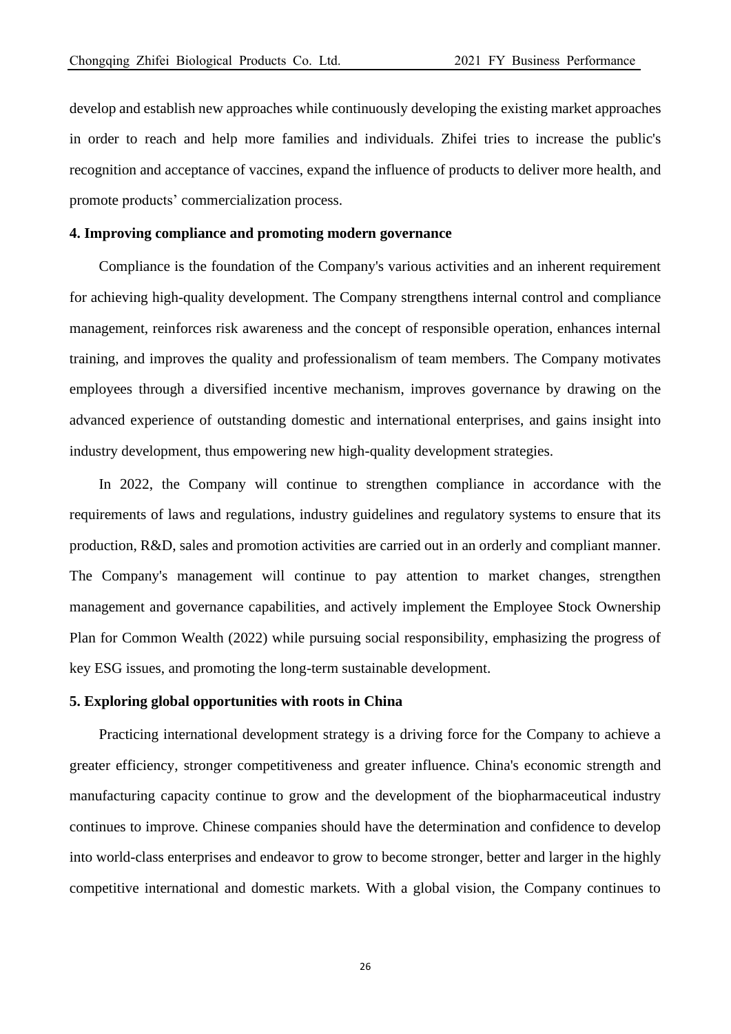develop and establish new approaches while continuously developing the existing market approaches in order to reach and help more families and individuals. Zhifei tries to increase the public's recognition and acceptance of vaccines, expand the influence of products to deliver more health, and promote products' commercialization process.

**4. Improving compliance and promoting modern governance**

Compliance is the foundation of the Company's various activities and an inherent requirement for achieving high-quality development. The Company strengthens internal control and compliance management, reinforces risk awareness and the concept of responsible operation, enhances internal training, and improves the quality and professionalism of team members. The Company motivates employees through a diversified incentive mechanism, improves governance by drawing on the advanced experience of outstanding domestic and international enterprises, and gains insight into industry development, thus empowering new high-quality development strategies.

In 2022, the Company will continue to strengthen compliance in accordance with the requirements of laws and regulations, industry guidelines and regulatory systems to ensure that its production, R&D, sales and promotion activities are carried out in an orderly and compliant manner. The Company's management will continue to pay attention to market changes, strengthen management and governance capabilities, and actively implement the Employee Stock Ownership Plan for Common Wealth (2022) while pursuing social responsibility, emphasizing the progress of key ESG issues, and promoting the long-term sustainable development.

**5. Exploring global opportunities with roots in China**

Practicing international development strategy is a driving force for the Company to achieve a greater efficiency, stronger competitiveness and greater influence. China's economic strength and manufacturing capacity continue to grow and the development of the biopharmaceutical industry continues to improve. Chinese companies should have the determination and confidence to develop into world-class enterprises and endeavor to grow to become stronger, better and larger in the highly competitive international and domestic markets. With a global vision, the Company continues to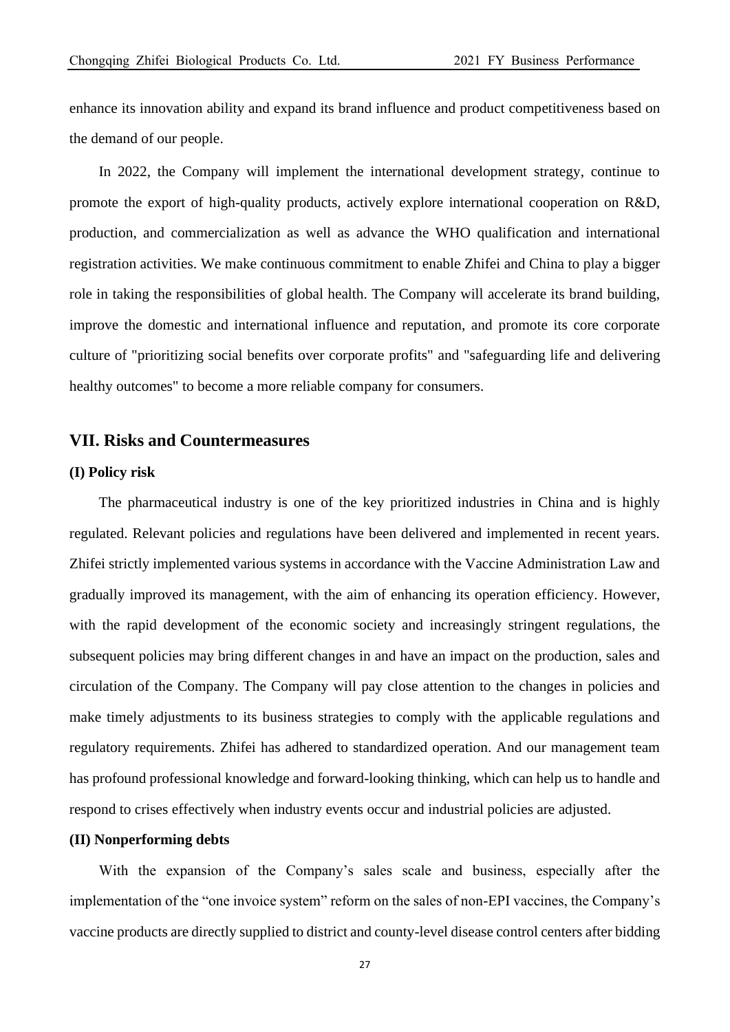enhance its innovation ability and expand its brand influence and product competitiveness based on the demand of our people.

In 2022, the Company will implement the international development strategy, continue to promote the export of high-quality products, actively explore international cooperation on R&D, production, and commercialization as well as advance the WHO qualification and international registration activities. We make continuous commitment to enable Zhifei and China to play a bigger role in taking the responsibilities of global health. The Company will accelerate its brand building, improve the domestic and international influence and reputation, and promote its core corporate culture of "prioritizing social benefits over corporate profits" and "safeguarding life and delivering healthy outcomes" to become a more reliable company for consumers.

## VII. Risks and Countermeasures

### (I) Policy risk

The pharmaceutical industry is one of the key prioritized industries in China and is highly regulated. Relevant policies and regulations have been delivered and implemented in recent years. Zhifei strictly implemented various systems in accordance with the Vaccine Administration Law and gradually improved its management, with the aim of enhancing its operation efficiency. However, with the rapid development of the economic society and increasingly stringent regulations, the subsequent policies may bring different changes in and have an impact on the production, sales and circulation of the Company. The Company will pay close attention to the changes in policies and make timely adjustments to its business strategies to comply with the applicable regulations and regulatory requirements. Zhifei has adhered to standardized operation. And our management team has profound professional knowledge and forward-looking thinking, which can help us to handle and respond to crises effectively when industry events occur and industrial policies are adjusted.

### (II) Nonperforming debts

With the expansion of the Company's sales scale and business, especially after the implementation of the "one invoice system" reform on the sales of non-EPI vaccines, the Company's vaccine products are directly supplied to district and county-level disease control centers after bidding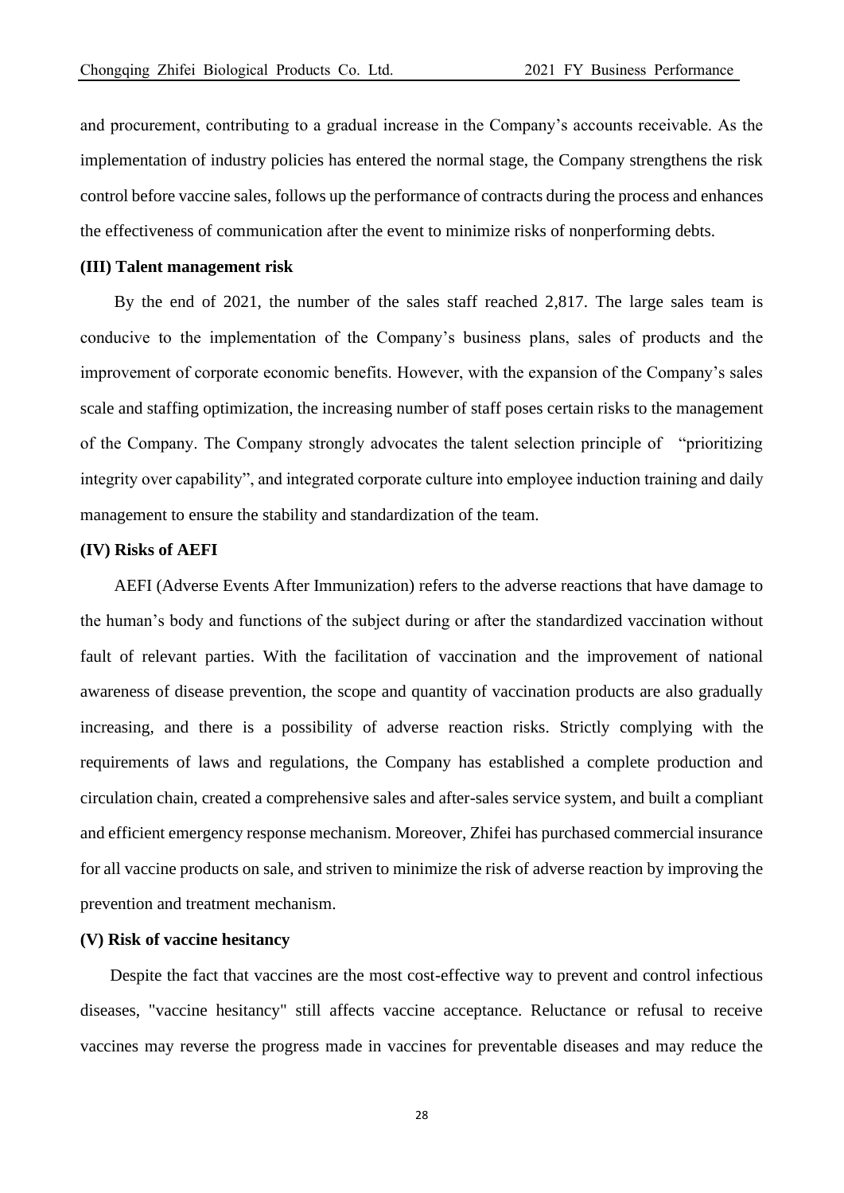and procurement, contributing to a gradual increase in the Company's accounts receivable. As the implementation of industry policies has entered the normal stage, the Company strengthens the risk control before vaccine sales, follows up the performance of contracts during the process and enhances the effectiveness of communication after the event to minimize risks of nonperforming debts.

**(III) Talent management risk**

By the end of 2021, the number of the sales staff reached 2,817. The large sales team is conducive to the implementation of the Company's business plans, sales of products and the improvement of corporate economic benefits. However, with the expansion of the Company's sales scale and staffing optimization, the increasing number of staff poses certain risks to the management of the Company. The Company strongly advocates the talent selection principle of "prioritizing integrity over capability", and integrated corporate culture into employee induction training and daily management to ensure the stability and standardization of the team.

**(IV) Risks of AEFI**

AEFI (Adverse Events After Immunization) refers to the adverse reactions that have damage to the human's body and functions of the subject during or after the standardized vaccination without fault of relevant parties. With the facilitation of vaccination and the improvement of national awareness of disease prevention, the scope and quantity of vaccination products are also gradually increasing, and there is a possibility of adverse reaction risks. Strictly complying with the requirements of laws and regulations, the Company has established a complete production and circulation chain, created a comprehensive sales and after-sales service system, and built a compliant and efficient emergency response mechanism. Moreover, Zhifei has purchased commercial insurance for all vaccine products on sale, and striven to minimize the risk of adverse reaction by improving the prevention and treatment mechanism.

**(V) Risk of vaccine hesitancy**

Despite the fact that vaccines are the most cost-effective way to prevent and control infectious diseases, "vaccine hesitancy" still affects vaccine acceptance. Reluctance or refusal to receive vaccines may reverse the progress made in vaccines for preventable diseases and may reduce the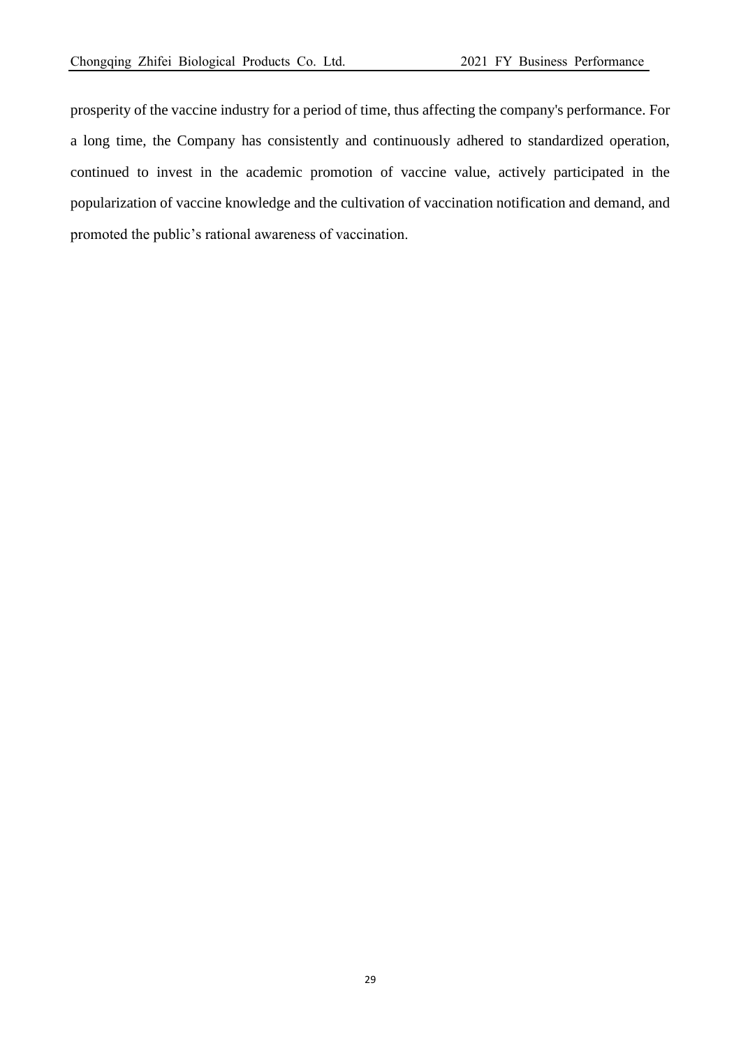prosperity of the vaccine industry for a period of time, thus affecting the company's performance. For a long time, the Company has consistently and continuously adhered to standardized operation, continued to invest in the academic promotion of vaccine value, actively participated in the popularization of vaccine knowledge and the cultivation of vaccination notification and demand, and promoted the public's rational awareness of vaccination.